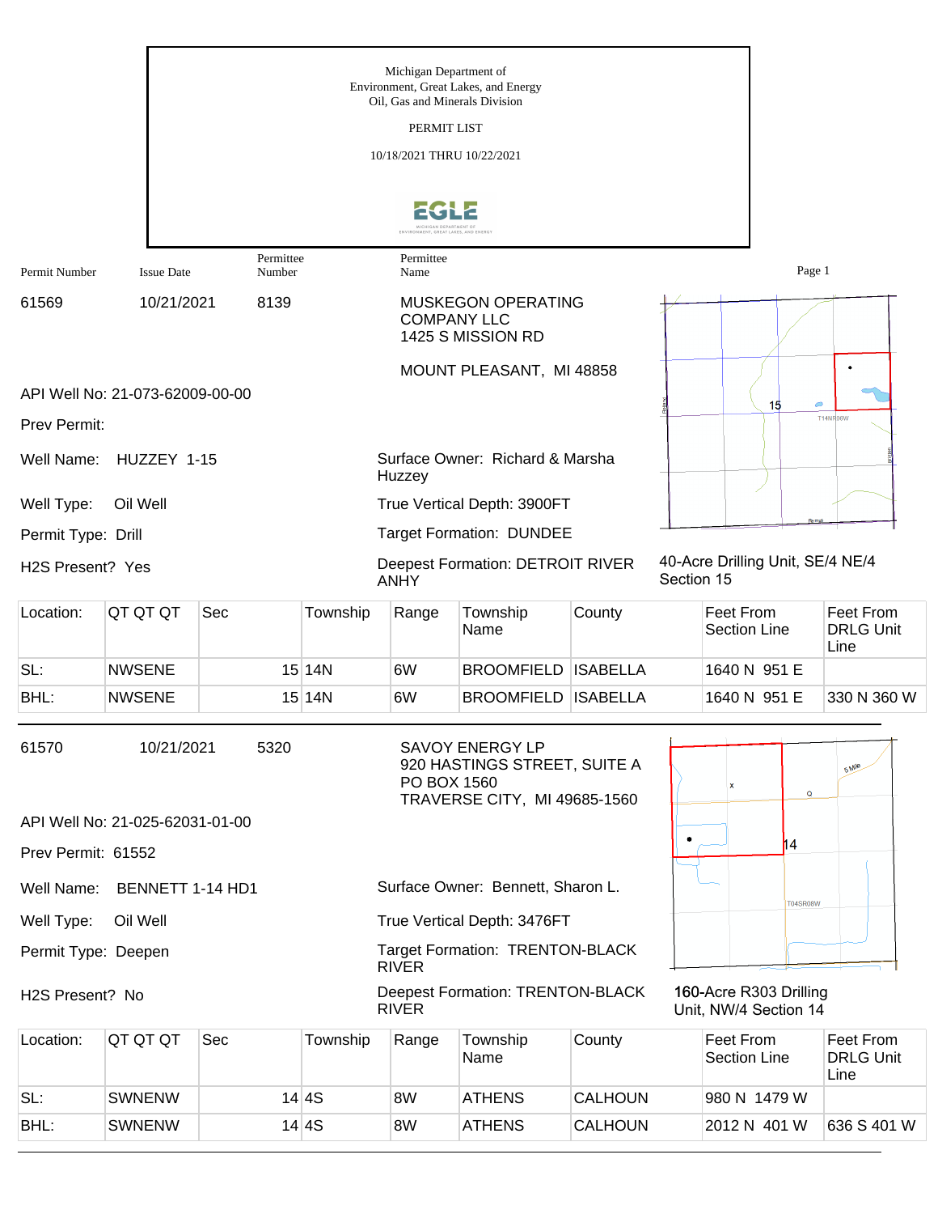Michigan Department of
Environment, Great Lakes, and Energy
Oil, Gas and Minerals Division

PERMIT LIST

10/18/2021 THRU 10/22/2021

| Permit Number | Issue Date | Permittee Number | Permittee Name |
|---|---|---|---|
| 61569 | 10/21/2021 | 8139 | MUSKEGON OPERATING COMPANY LLC<br>1425 S MISSION RD<br><br>MOUNT PLEASANT, MI 48858 |

API Well No: 21-073-62009-00-00

Prev Permit:

Well Name: HUZZEY 1-15

Surface Owner: Richard & Marsha Huzzey

Well Type: Oil Well

True Vertical Depth: 3900FT

Permit Type: Drill

Target Formation: DUNDEE

H2S Present? Yes

Deepest Formation: DETROIT RIVER ANHY

40-Acre Drilling Unit, SE/4 NE/4 Section 15

| Location: | QT QT QT | Sec | Township | Range | Township Name | County | Feet From Section Line | Feet From DRLG Unit Line |
|---|---|---|---|---|---|---|---|---|
| SL: | NWSENE | 15 | 14N | 6W | BROOMFIELD | ISABELLA | 1640 N 951 E | |
| BHL: | NWSENE | 15 | 14N | 6W | BROOMFIELD | ISABELLA | 1640 N 951 E | 330 N 360 W |

---

| Permit Number | Issue Date | Permittee Number | Permittee Name |
|---|---|---|---|
| 61570 | 10/21/2021 | 5320 | SAVOY ENERGY LP<br>920 HASTINGS STREET, SUITE A<br>PO BOX 1560<br>TRAVERSE CITY, MI 49685-1560 |

API Well No: 21-025-62031-01-00

Prev Permit: 61552

Well Name: BENNETT 1-14 HD1

Surface Owner: Bennett, Sharon L.

Well Type: Oil Well

True Vertical Depth: 3476FT

Permit Type: Deepen

Target Formation: TRENTON-BLACK RIVER

H2S Present? No

Deepest Formation: TRENTON-BLACK RIVER

160-Acre R303 Drilling Unit, NW/4 Section 14

| Location: | QT QT QT | Sec | Township | Range | Township Name | County | Feet From Section Line | Feet From DRLG Unit Line |
|---|---|---|---|---|---|---|---|---|
| SL: | SWNENW | 14 | 4S | 8W | ATHENS | CALHOUN | 980 N 1479 W | |
| BHL: | SWNENW | 14 | 4S | 8W | ATHENS | CALHOUN | 2012 N 401 W | 636 S 401 W |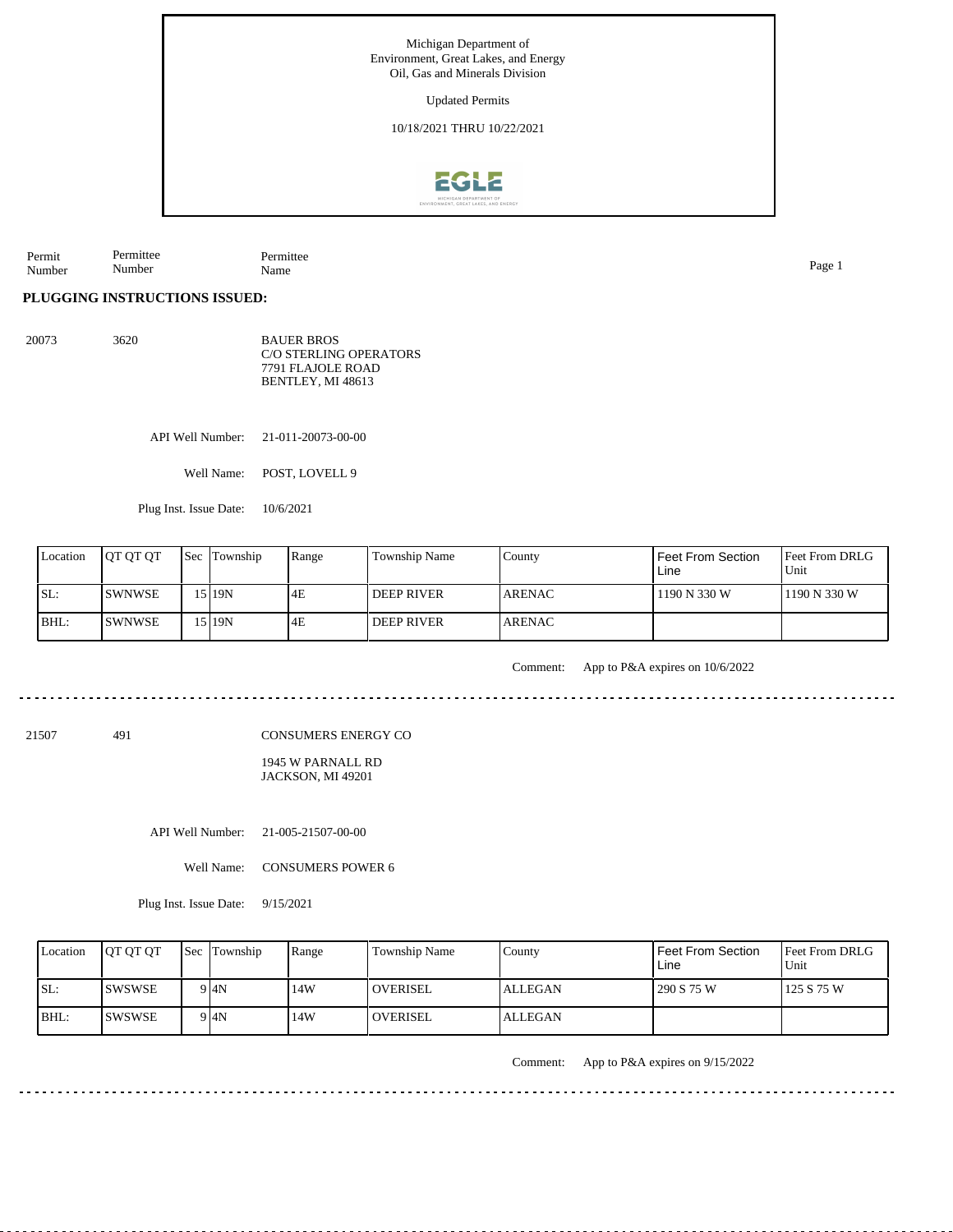Michigan Department of Environment, Great Lakes, and Energy
Oil, Gas and Minerals Division

Updated Permits

10/18/2021 THRU 10/22/2021

| Permit Number | Permittee Number | Permittee Name |
|---|---|---|

**PLUGGING INSTRUCTIONS ISSUED:**

20073 3620 BAUER BROS
C/O STERLING OPERATORS
7791 FLAJOLE ROAD
BENTLEY, MI 48613

API Well Number: 21-011-20073-00-00

Well Name: POST, LOVELL 9

Plug Inst. Issue Date: 10/6/2021

| Location | QT QT QT | Sec | Township | Range | Township Name | County | Feet From Section Line | Feet From DRLG Unit |
|---|---|---|---|---|---|---|---|---|
| SL: | SWNWSE | 15 | 19N | 4E | DEEP RIVER | ARENAC | 1190 N 330 W | 1190 N 330 W |
| BHL: | SWNWSE | 15 | 19N | 4E | DEEP RIVER | ARENAC | | |

Comment: App to P&A expires on 10/6/2022

---

21507 491 CONSUMERS ENERGY CO
1945 W PARNALL RD
JACKSON, MI 49201

API Well Number: 21-005-21507-00-00

Well Name: CONSUMERS POWER 6

Plug Inst. Issue Date: 9/15/2021

| Location | QT QT QT | Sec | Township | Range | Township Name | County | Feet From Section Line | Feet From DRLG Unit |
|---|---|---|---|---|---|---|---|---|
| SL: | SWSWSE | 9 | 4N | 14W | OVERISEL | ALLEGAN | 290 S 75 W | 125 S 75 W |
| BHL: | SWSWSE | 9 | 4N | 14W | OVERISEL | ALLEGAN | | |

Comment: App to P&A expires on 9/15/2022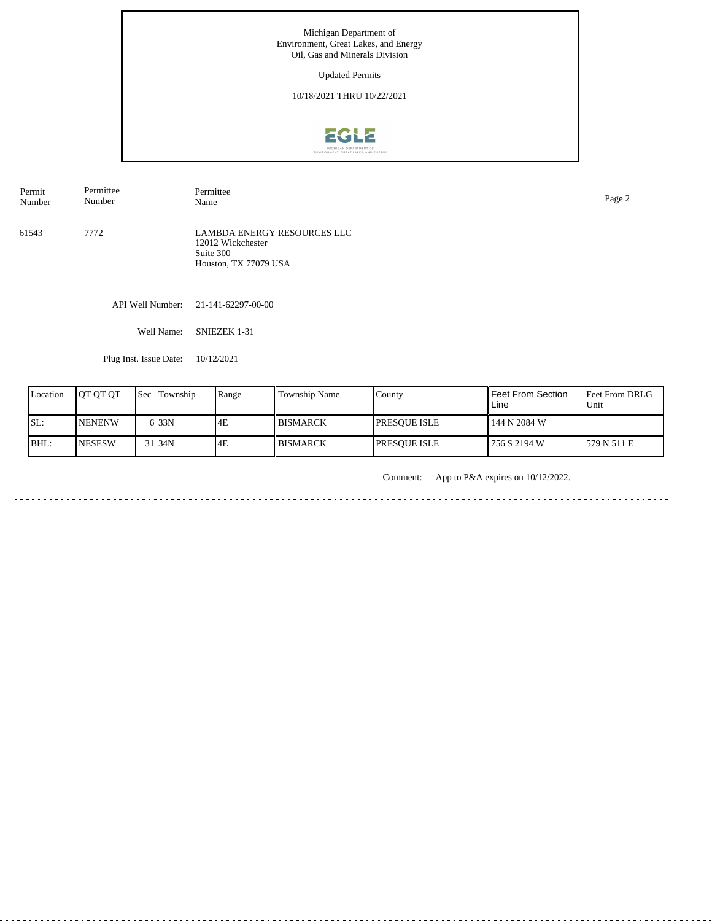Michigan Department of
Environment, Great Lakes, and Energy
Oil, Gas and Minerals Division

Updated Permits

10/18/2021 THRU 10/22/2021

| Permit Number | Permittee Number | Permittee Name |
|---|---|---|
| 61543 | 7772 | LAMBDA ENERGY RESOURCES LLC<br>12012 Wickchester<br>Suite 300<br>Houston, TX 77079 USA |

API Well Number: 21-141-62297-00-00

Well Name: SNIEZEK 1-31

Plug Inst. Issue Date: 10/12/2021

| Location | QT QT QT | Sec | Township | Range | Township Name | County | Feet From Section Line | Feet From DRLG Unit |
|---|---|---|---|---|---|---|---|---|
| SL: | NENENW | 6 | 33N | 4E | BISMARCK | PRESQUE ISLE | 144 N 2084 W | |
| BHL: | NESESW | 31 | 34N | 4E | BISMARCK | PRESQUE ISLE | 756 S 2194 W | 579 N 511 E |

Comment: App to P&A expires on 10/12/2022.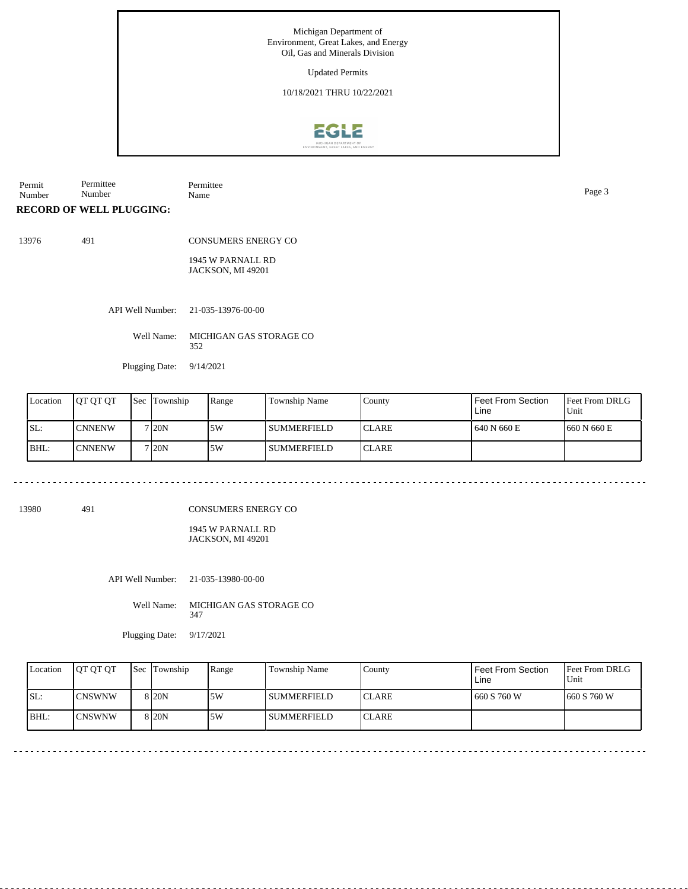Michigan Department of
Environment, Great Lakes, and Energy
Oil, Gas and Minerals Division

Updated Permits

10/18/2021 THRU 10/22/2021

| Permit Number | Permittee Number | Permittee Name |
|---|---|---|

**RECORD OF WELL PLUGGING:**

13976 491 CONSUMERS ENERGY CO

1945 W PARNALL RD
JACKSON, MI 49201

API Well Number: 21-035-13976-00-00

Well Name: MICHIGAN GAS STORAGE CO 352

Plugging Date: 9/14/2021

| Location | QT QT QT | Sec | Township | Range | Township Name | County | Feet From Section Line | Feet From DRLG Unit |
|---|---|---|---|---|---|---|---|---|
| SL: | CNNENW | 7 | 20N | 5W | SUMMERFIELD | CLARE | 640 N 660 E | 660 N 660 E |
| BHL: | CNNENW | 7 | 20N | 5W | SUMMERFIELD | CLARE | | |

---

13980 491 CONSUMERS ENERGY CO

1945 W PARNALL RD
JACKSON, MI 49201

API Well Number: 21-035-13980-00-00

Well Name: MICHIGAN GAS STORAGE CO 347

Plugging Date: 9/17/2021

| Location | QT QT QT | Sec | Township | Range | Township Name | County | Feet From Section Line | Feet From DRLG Unit |
|---|---|---|---|---|---|---|---|---|
| SL: | CNSWNW | 8 | 20N | 5W | SUMMERFIELD | CLARE | 660 S 760 W | 660 S 760 W |
| BHL: | CNSWNW | 8 | 20N | 5W | SUMMERFIELD | CLARE | | |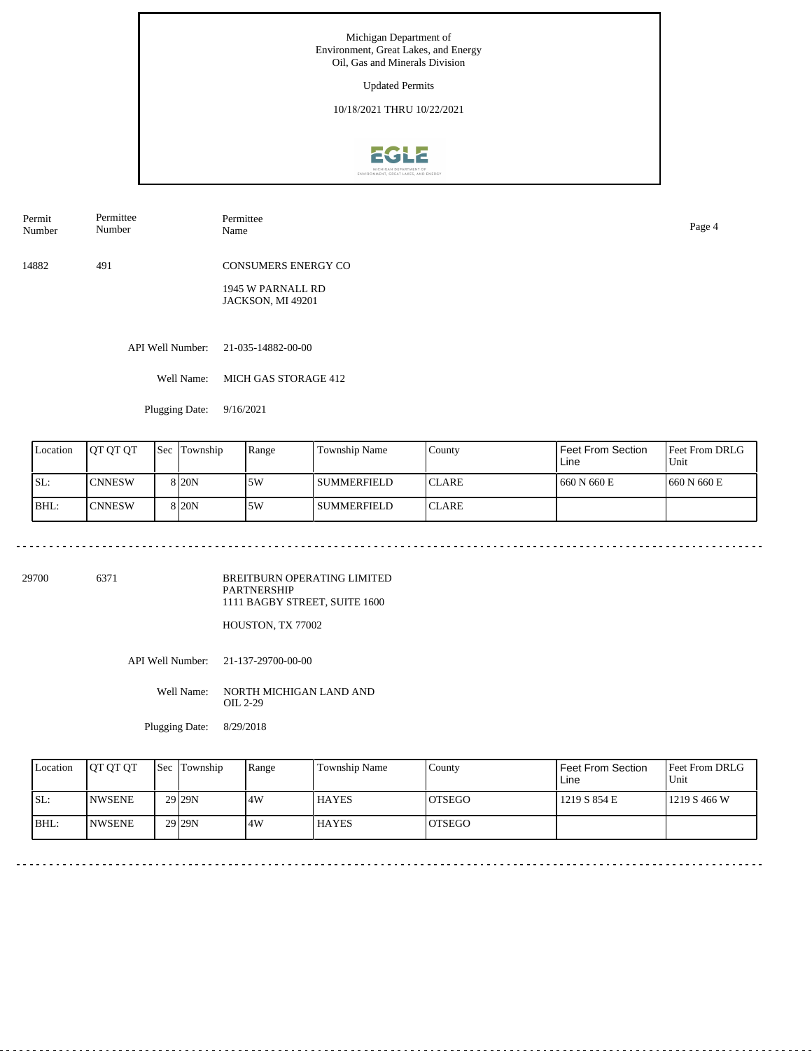Michigan Department of
Environment, Great Lakes, and Energy
Oil, Gas and Minerals Division

Updated Permits

10/18/2021 THRU 10/22/2021

| Permit Number | Permittee Number | Permittee Name |
|---|---|---|
| 14882 | 491 | CONSUMERS ENERGY CO<br>1945 W PARNALL RD<br>JACKSON, MI 49201 |

API Well Number: 21-035-14882-00-00

Well Name: MICH GAS STORAGE 412

Plugging Date: 9/16/2021

| Location | QT QT QT | Sec | Township | Range | Township Name | County | Feet From Section Line | Feet From DRLG Unit |
|---|---|---|---|---|---|---|---|---|
| SL: | CNNESW | 8 | 20N | 5W | SUMMERFIELD | CLARE | 660 N 660 E | 660 N 660 E |
| BHL: | CNNESW | 8 | 20N | 5W | SUMMERFIELD | CLARE | | |

---

| Permit Number | Permittee Number | Permittee Name |
|---|---|---|
| 29700 | 6371 | BREITBURN OPERATING LIMITED PARTNERSHIP<br>1111 BAGBY STREET, SUITE 1600<br>HOUSTON, TX 77002 |

API Well Number: 21-137-29700-00-00

Well Name: NORTH MICHIGAN LAND AND OIL 2-29

Plugging Date: 8/29/2018

| Location | QT QT QT | Sec | Township | Range | Township Name | County | Feet From Section Line | Feet From DRLG Unit |
|---|---|---|---|---|---|---|---|---|
| SL: | NWSENE | 29 | 29N | 4W | HAYES | OTSEGO | 1219 S 854 E | 1219 S 466 W |
| BHL: | NWSENE | 29 | 29N | 4W | HAYES | OTSEGO | | |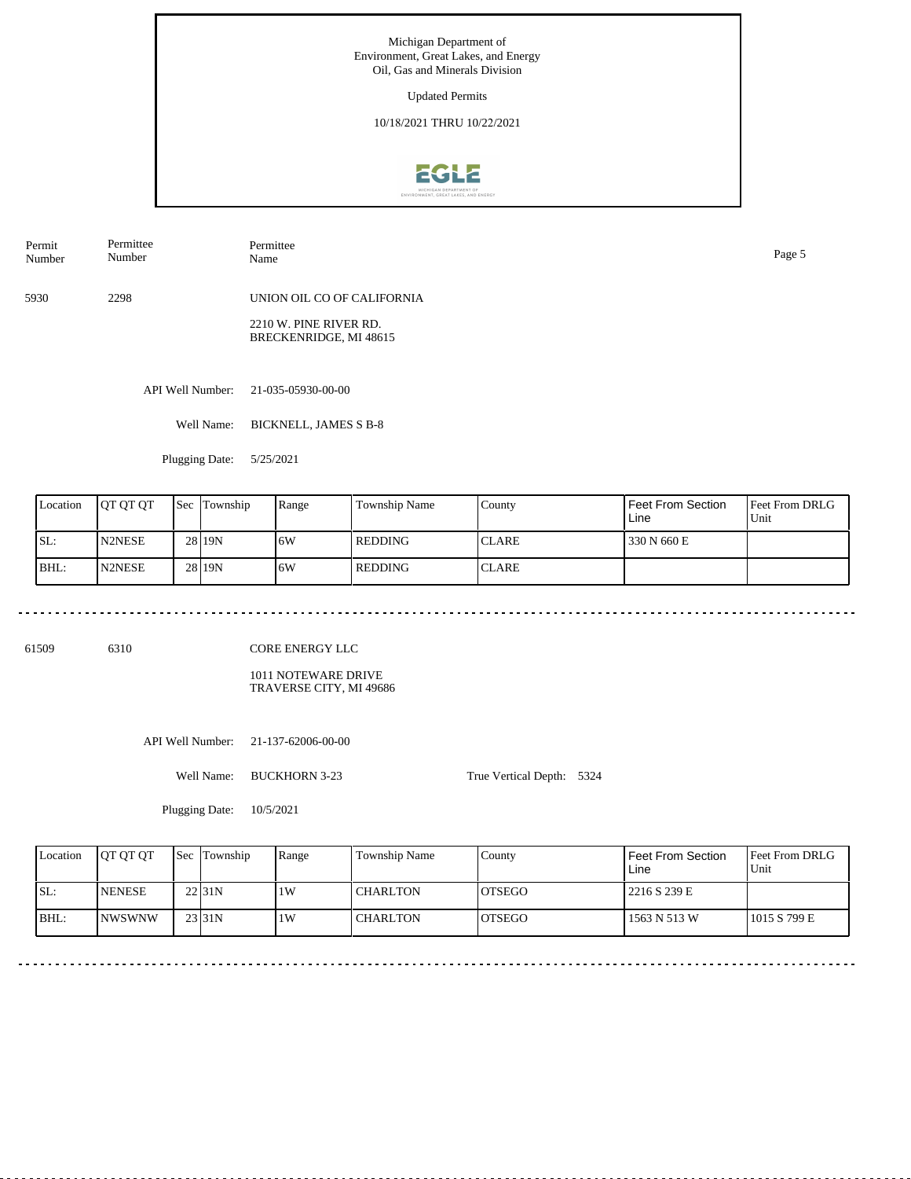Michigan Department of Environment, Great Lakes, and Energy
Oil, Gas and Minerals Division

Updated Permits

10/18/2021 THRU 10/22/2021

| Permit Number | Permittee Number | Permittee Name |
|---|---|---|
| 5930 | 2298 | UNION OIL CO OF CALIFORNIA |

2210 W. PINE RIVER RD.
BRECKENRIDGE, MI 48615

API Well Number: 21-035-05930-00-00

Well Name: BICKNELL, JAMES S B-8

Plugging Date: 5/25/2021

| Location | QT QT QT | Sec | Township | Range | Township Name | County | Feet From Section Line | Feet From DRLG Unit |
|---|---|---|---|---|---|---|---|---|
| SL: | N2NESE | 28 | 19N | 6W | REDDING | CLARE | 330 N 660 E | |
| BHL: | N2NESE | 28 | 19N | 6W | REDDING | CLARE | | |

---

| Permit Number | Permittee Number | Permittee Name |
|---|---|---|
| 61509 | 6310 | CORE ENERGY LLC |

1011 NOTEWARE DRIVE
TRAVERSE CITY, MI 49686

API Well Number: 21-137-62006-00-00

Well Name: BUCKHORN 3-23

True Vertical Depth: 5324

Plugging Date: 10/5/2021

| Location | QT QT QT | Sec | Township | Range | Township Name | County | Feet From Section Line | Feet From DRLG Unit |
|---|---|---|---|---|---|---|---|---|
| SL: | NENESE | 22 | 31N | 1W | CHARLTON | OTSEGO | 2216 S 239 E | |
| BHL: | NWSWNW | 23 | 31N | 1W | CHARLTON | OTSEGO | 1563 N 513 W | 1015 S 799 E |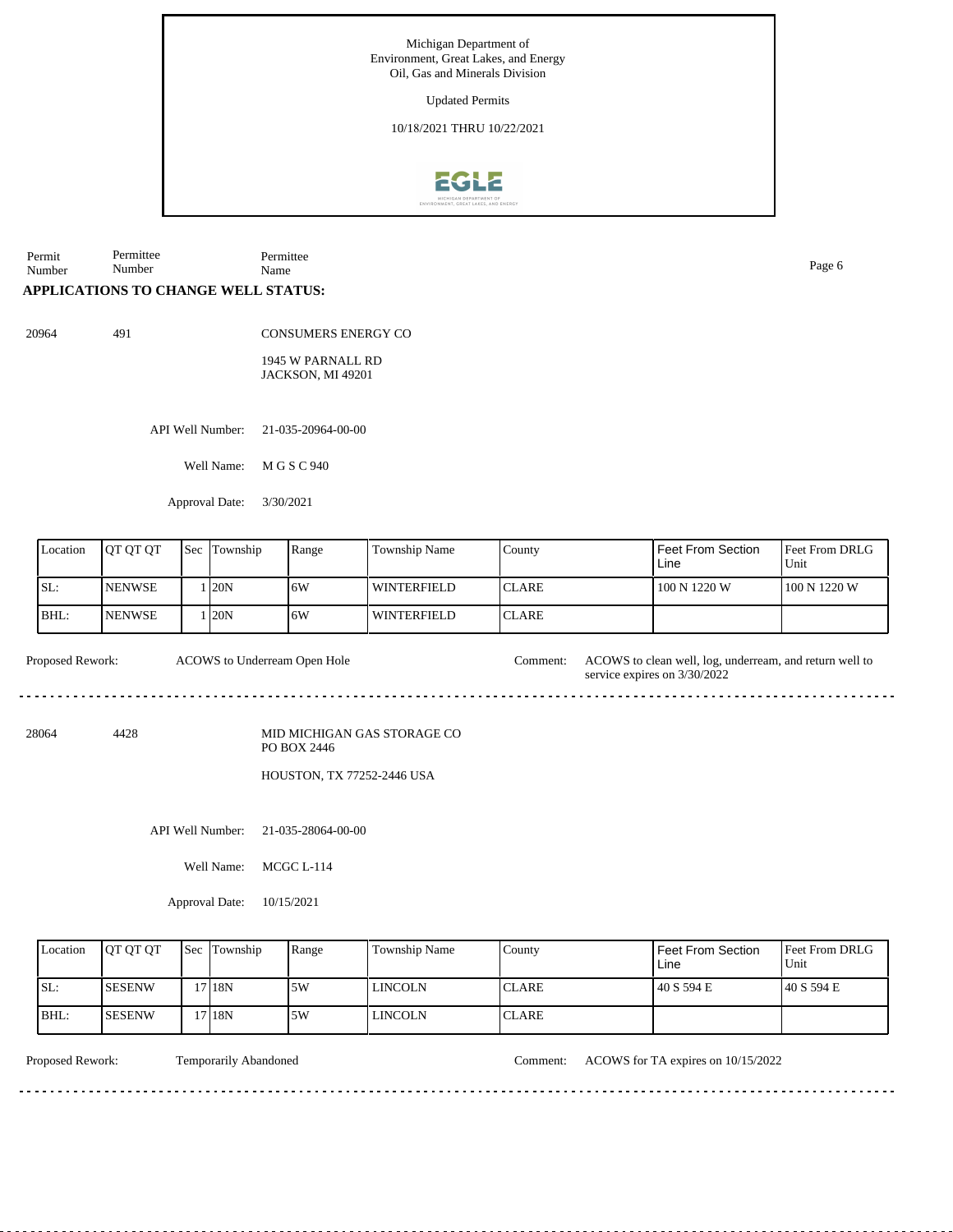Michigan Department of
Environment, Great Lakes, and Energy
Oil, Gas and Minerals Division

Updated Permits

10/18/2021 THRU 10/22/2021

Permit Number | Permittee Number | Permittee Name

## APPLICATIONS TO CHANGE WELL STATUS:

20964 | 491 | CONSUMERS ENERGY CO

1945 W PARNALL RD
JACKSON, MI 49201

API Well Number: 21-035-20964-00-00

Well Name: M G S C 940

Approval Date: 3/30/2021

| Location | QT QT QT | Sec | Township | Range | Township Name | County | Feet From Section Line | Feet From DRLG Unit |
|---|---|---|---|---|---|---|---|---|
| SL: | NENWSE | 1 | 20N | 6W | WINTERFIELD | CLARE | 100 N 1220 W | 100 N 1220 W |
| BHL: | NENWSE | 1 | 20N | 6W | WINTERFIELD | CLARE | | |

Proposed Rework: ACOWS to Underream Open Hole

Comment: ACOWS to clean well, log, underream, and return well to service expires on 3/30/2022

---

28064 | 4428 | MID MICHIGAN GAS STORAGE CO

PO BOX 2446

HOUSTON, TX 77252-2446 USA

API Well Number: 21-035-28064-00-00

Well Name: MCGC L-114

Approval Date: 10/15/2021

| Location | QT QT QT | Sec | Township | Range | Township Name | County | Feet From Section Line | Feet From DRLG Unit |
|---|---|---|---|---|---|---|---|---|
| SL: | SESENW | 17 | 18N | 5W | LINCOLN | CLARE | 40 S 594 E | 40 S 594 E |
| BHL: | SESENW | 17 | 18N | 5W | LINCOLN | CLARE | | |

Proposed Rework: Temporarily Abandoned

Comment: ACOWS for TA expires on 10/15/2022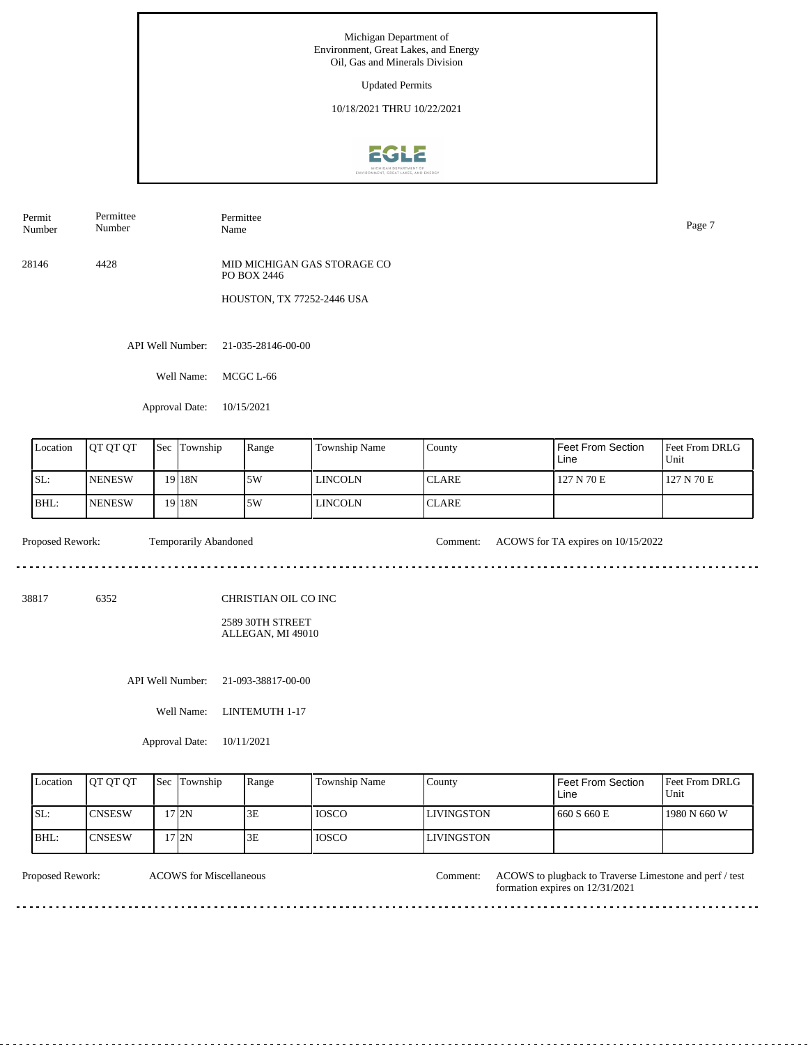Michigan Department of Environment, Great Lakes, and Energy
Oil, Gas and Minerals Division

Updated Permits

10/18/2021 THRU 10/22/2021

| Permit Number | Permittee Number | Permittee Name |
|---|---|---|
| 28146 | 4428 | MID MICHIGAN GAS STORAGE CO<br>PO BOX 2446<br>HOUSTON, TX 77252-2446 USA |

API Well Number: 21-035-28146-00-00

Well Name: MCGC L-66

Approval Date: 10/15/2021

| Location | QT QT QT | Sec | Township | Range | Township Name | County | Feet From Section Line | Feet From DRLG Unit |
|---|---|---|---|---|---|---|---|---|
| SL: | NENESW | 19 | 18N | 5W | LINCOLN | CLARE | 127 N 70 E | 127 N 70 E |
| BHL: | NENESW | 19 | 18N | 5W | LINCOLN | CLARE | | |

Proposed Rework: Temporarily Abandoned

Comment: ACOWS for TA expires on 10/15/2022

---

| Permit Number | Permittee Number | Permittee Name |
|---|---|---|
| 38817 | 6352 | CHRISTIAN OIL CO INC<br>2589 30TH STREET<br>ALLEGAN, MI 49010 |

API Well Number: 21-093-38817-00-00

Well Name: LINTEMUTH 1-17

Approval Date: 10/11/2021

| Location | QT QT QT | Sec | Township | Range | Township Name | County | Feet From Section Line | Feet From DRLG Unit |
|---|---|---|---|---|---|---|---|---|
| SL: | CNSESW | 17 | 2N | 3E | IOSCO | LIVINGSTON | 660 S 660 E | 1980 N 660 W |
| BHL: | CNSESW | 17 | 2N | 3E | IOSCO | LIVINGSTON | | |

Proposed Rework: ACOWS for Miscellaneous

Comment: ACOWS to plugback to Traverse Limestone and perf / test formation expires on 12/31/2021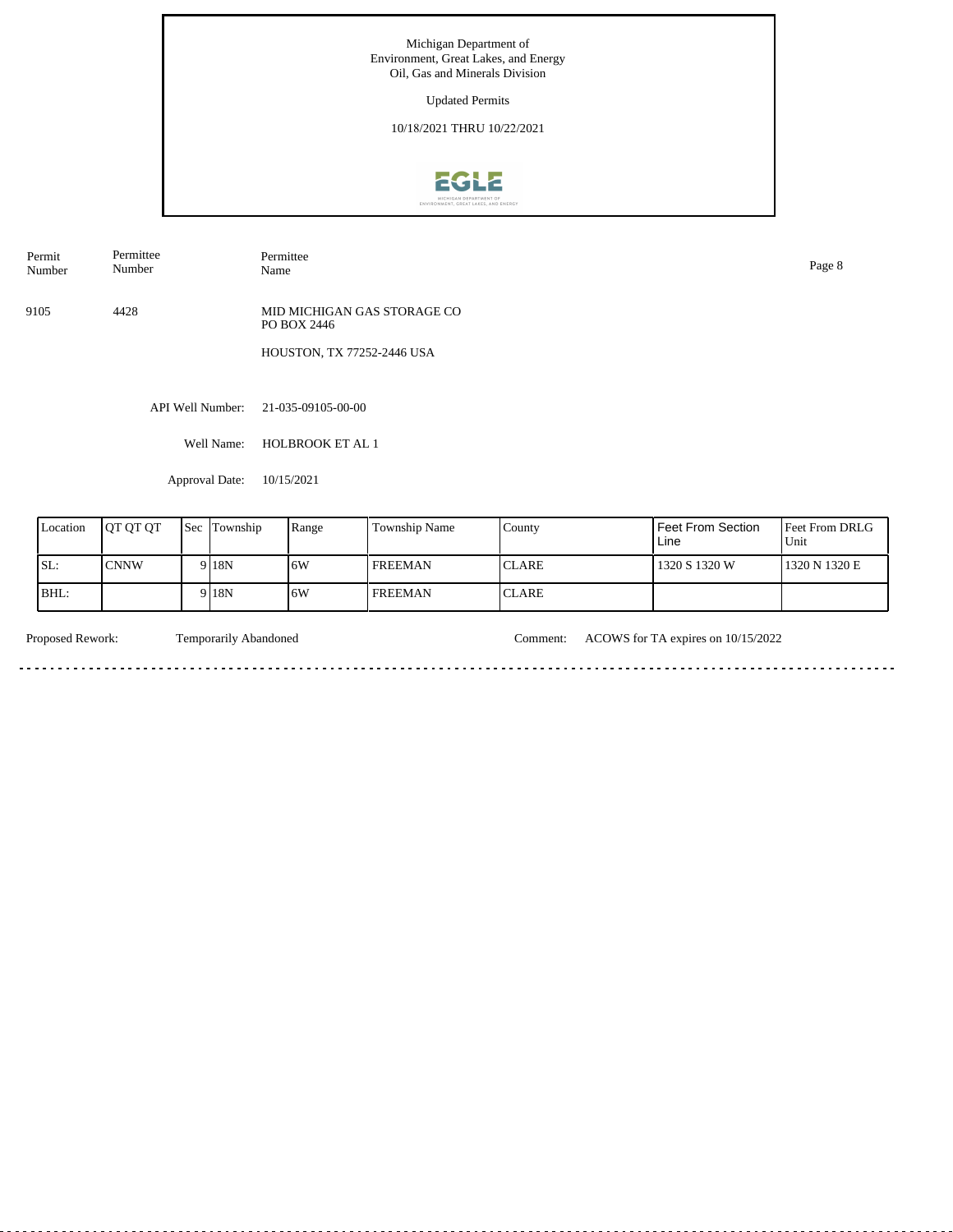Michigan Department of
Environment, Great Lakes, and Energy
Oil, Gas and Minerals Division

Updated Permits

10/18/2021 THRU 10/22/2021

| Permit Number | Permittee Number | Permittee Name |
|---|---|---|
| 9105 | 4428 | MID MICHIGAN GAS STORAGE CO<br>PO BOX 2446<br><br>HOUSTON, TX 77252-2446 USA |

API Well Number: 21-035-09105-00-00

Well Name: HOLBROOK ET AL 1

Approval Date: 10/15/2021

| Location | QT QT QT | Sec | Township | Range | Township Name | County | Feet From Section Line | Feet From DRLG Unit |
|---|---|---|---|---|---|---|---|---|
| SL: | CNNW | 9 | 18N | 6W | FREEMAN | CLARE | 1320 S 1320 W | 1320 N 1320 E |
| BHL: | | 9 | 18N | 6W | FREEMAN | CLARE | | |

Proposed Rework: Temporarily Abandoned

Comment: ACOWS for TA expires on 10/15/2022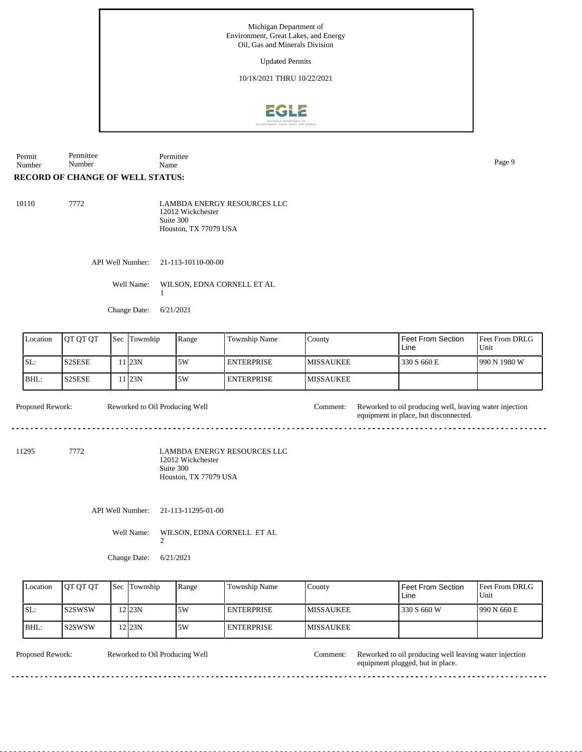Michigan Department of
Environment, Great Lakes, and Energy
Oil, Gas and Minerals Division

Updated Permits

10/18/2021 THRU 10/22/2021

| Permit Number | Permittee Number | Permittee Name |
|---|---|---|

**RECORD OF CHANGE OF WELL STATUS:**

10110 7772 LAMBDA ENERGY RESOURCES LLC
12012 Wickchester
Suite 300
Houston, TX 77079 USA

API Well Number: 21-113-10110-00-00

Well Name: WILSON, EDNA CORNELL ET AL 1

Change Date: 6/21/2021

| Location | QT QT QT | Sec | Township | Range | Township Name | County | Feet From Section Line | Feet From DRLG Unit |
|---|---|---|---|---|---|---|---|---|
| SL: | S2SESE | 11 | 23N | 5W | ENTERPRISE | MISSAUKEE | 330 S 660 E | 990 N 1980 W |
| BHL: | S2SESE | 11 | 23N | 5W | ENTERPRISE | MISSAUKEE | | |

Proposed Rework: Reworked to Oil Producing Well

Comment: Reworked to oil producing well, leaving water injection equipment in place, but disconnected.

---

11295 7772 LAMBDA ENERGY RESOURCES LLC
12012 Wickchester
Suite 300
Houston, TX 77079 USA

API Well Number: 21-113-11295-01-00

Well Name: WILSON, EDNA CORNELL ET AL 2

Change Date: 6/21/2021

| Location | QT QT QT | Sec | Township | Range | Township Name | County | Feet From Section Line | Feet From DRLG Unit |
|---|---|---|---|---|---|---|---|---|
| SL: | S2SWSW | 12 | 23N | 5W | ENTERPRISE | MISSAUKEE | 330 S 660 W | 990 N 660 E |
| BHL: | S2SWSW | 12 | 23N | 5W | ENTERPRISE | MISSAUKEE | | |

Proposed Rework: Reworked to Oil Producing Well

Comment: Reworked to oil producing well leaving water injection equipment plugged, but in place.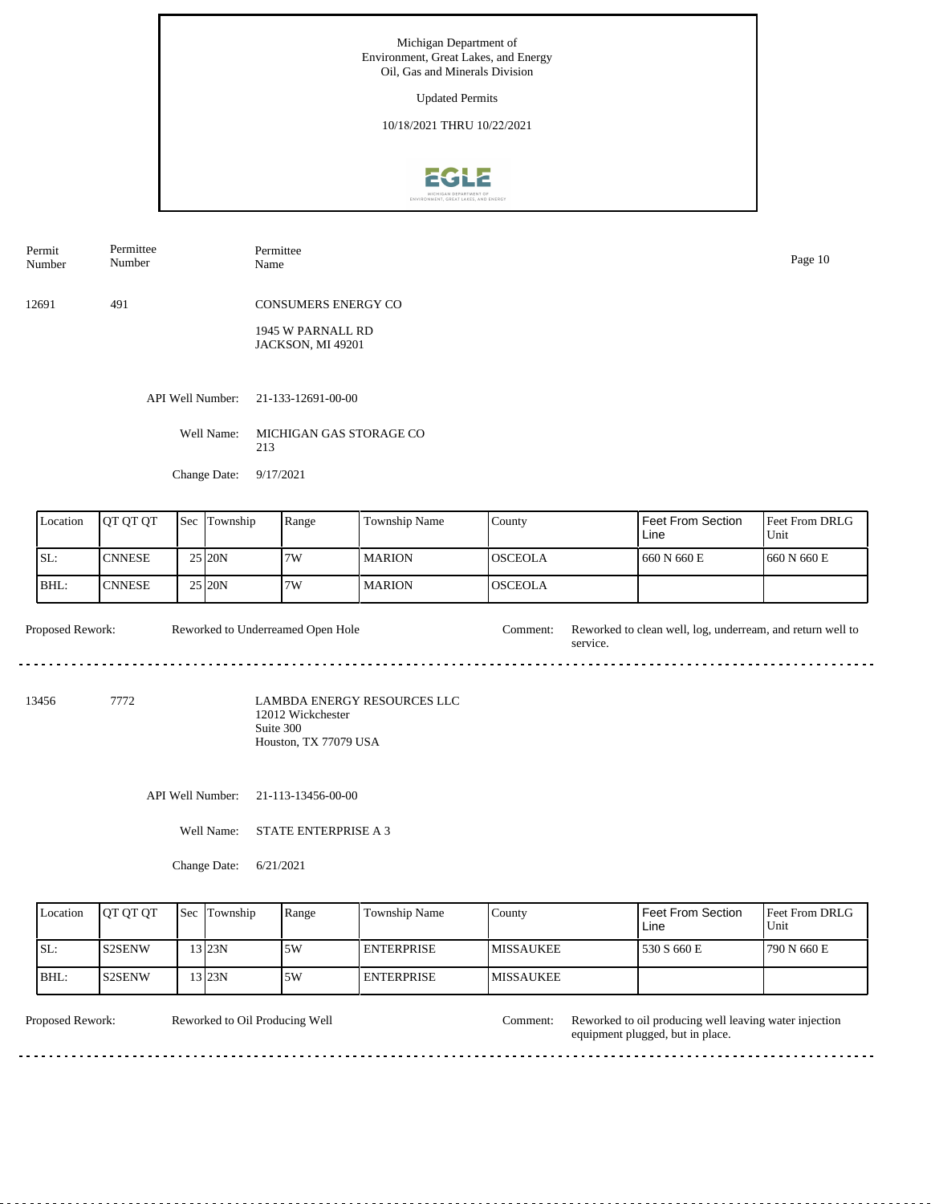Michigan Department of
Environment, Great Lakes, and Energy
Oil, Gas and Minerals Division

Updated Permits

10/18/2021 THRU 10/22/2021

| Permit Number | Permittee Number | Permittee Name |
|---|---|---|
| 12691 | 491 | CONSUMERS ENERGY CO<br>1945 W PARNALL RD<br>JACKSON, MI 49201 |

API Well Number: 21-133-12691-00-00

Well Name: MICHIGAN GAS STORAGE CO 213

Change Date: 9/17/2021

| Location | QT QT QT | Sec | Township | Range | Township Name | County | Feet From Section Line | Feet From DRLG Unit |
|---|---|---|---|---|---|---|---|---|
| SL: | CNNESE | 25 | 20N | 7W | MARION | OSCEOLA | 660 N 660 E | 660 N 660 E |
| BHL: | CNNESE | 25 | 20N | 7W | MARION | OSCEOLA | | |

Proposed Rework: Reworked to Underreamed Open Hole

Comment: Reworked to clean well, log, underream, and return well to service.

---

| Permit Number | Permittee Number | Permittee Name |
|---|---|---|
| 13456 | 7772 | LAMBDA ENERGY RESOURCES LLC<br>12012 Wickchester<br>Suite 300<br>Houston, TX 77079 USA |

API Well Number: 21-113-13456-00-00

Well Name: STATE ENTERPRISE A 3

Change Date: 6/21/2021

| Location | QT QT QT | Sec | Township | Range | Township Name | County | Feet From Section Line | Feet From DRLG Unit |
|---|---|---|---|---|---|---|---|---|
| SL: | S2SENW | 13 | 23N | 5W | ENTERPRISE | MISSAUKEE | 530 S 660 E | 790 N 660 E |
| BHL: | S2SENW | 13 | 23N | 5W | ENTERPRISE | MISSAUKEE | | |

Proposed Rework: Reworked to Oil Producing Well

Comment: Reworked to oil producing well leaving water injection equipment plugged, but in place.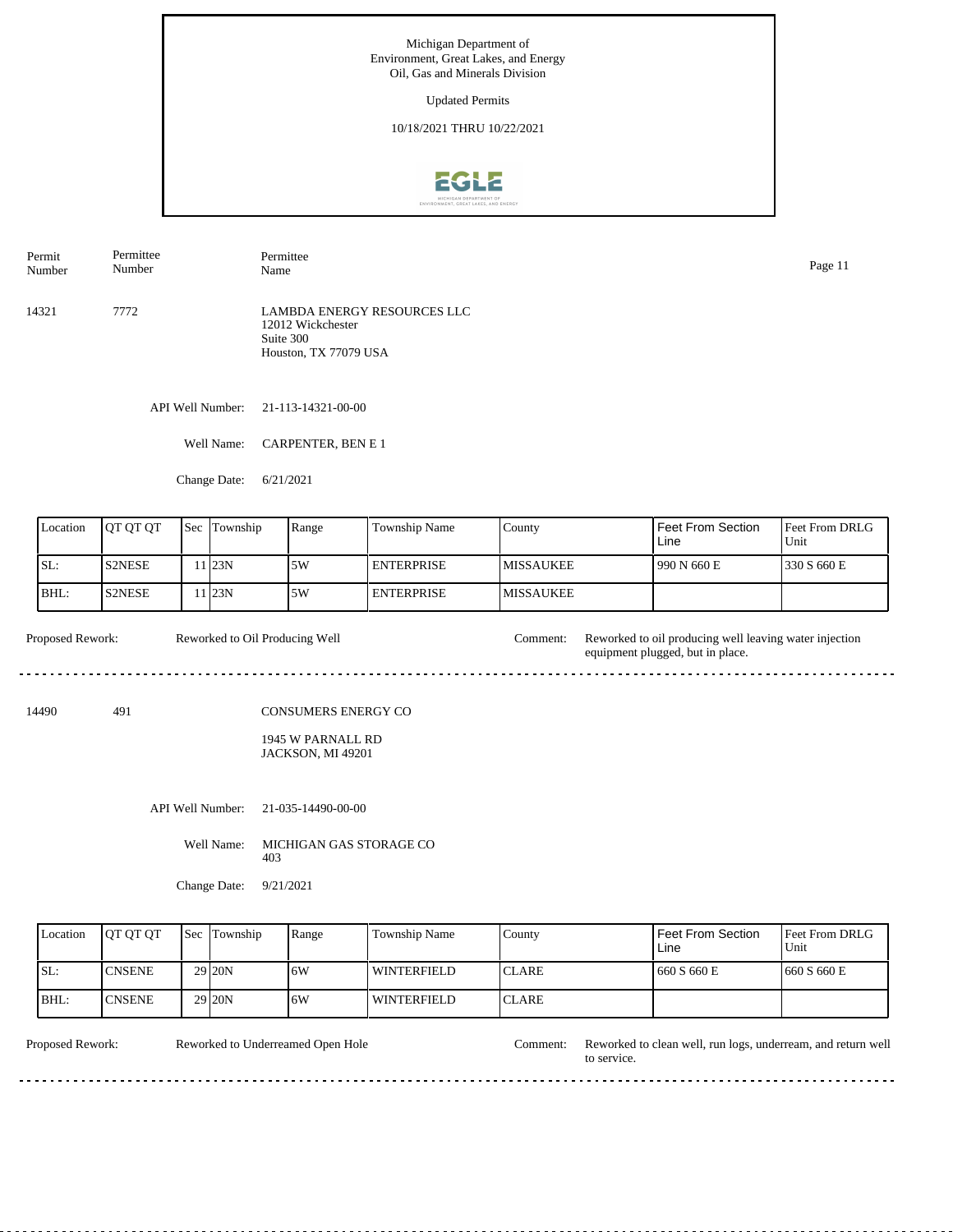Michigan Department of
Environment, Great Lakes, and Energy
Oil, Gas and Minerals Division

Updated Permits

10/18/2021 THRU 10/22/2021

| Permit Number | Permittee Number | Permittee Name |
|---|---|---|
| 14321 | 7772 | LAMBDA ENERGY RESOURCES LLC<br>12012 Wickchester<br>Suite 300<br>Houston, TX 77079 USA |

API Well Number: 21-113-14321-00-00

Well Name: CARPENTER, BEN E 1

Change Date: 6/21/2021

| Location | QT QT QT | Sec | Township | Range | Township Name | County | Feet From Section Line | Feet From DRLG Unit |
|---|---|---|---|---|---|---|---|---|
| SL: | S2NESE | 11 | 23N | 5W | ENTERPRISE | MISSAUKEE | 990 N 660 E | 330 S 660 E |
| BHL: | S2NESE | 11 | 23N | 5W | ENTERPRISE | MISSAUKEE | | |

Proposed Rework: Reworked to Oil Producing Well

Comment: Reworked to oil producing well leaving water injection equipment plugged, but in place.

---

| Permit Number | Permittee Number | Permittee Name |
|---|---|---|
| 14490 | 491 | CONSUMERS ENERGY CO<br>1945 W PARNALL RD<br>JACKSON, MI 49201 |

API Well Number: 21-035-14490-00-00

Well Name: MICHIGAN GAS STORAGE CO 403

Change Date: 9/21/2021

| Location | QT QT QT | Sec | Township | Range | Township Name | County | Feet From Section Line | Feet From DRLG Unit |
|---|---|---|---|---|---|---|---|---|
| SL: | CNSENE | 29 | 20N | 6W | WINTERFIELD | CLARE | 660 S 660 E | 660 S 660 E |
| BHL: | CNSENE | 29 | 20N | 6W | WINTERFIELD | CLARE | | |

Proposed Rework: Reworked to Underreamed Open Hole

Comment: Reworked to clean well, run logs, underream, and return well to service.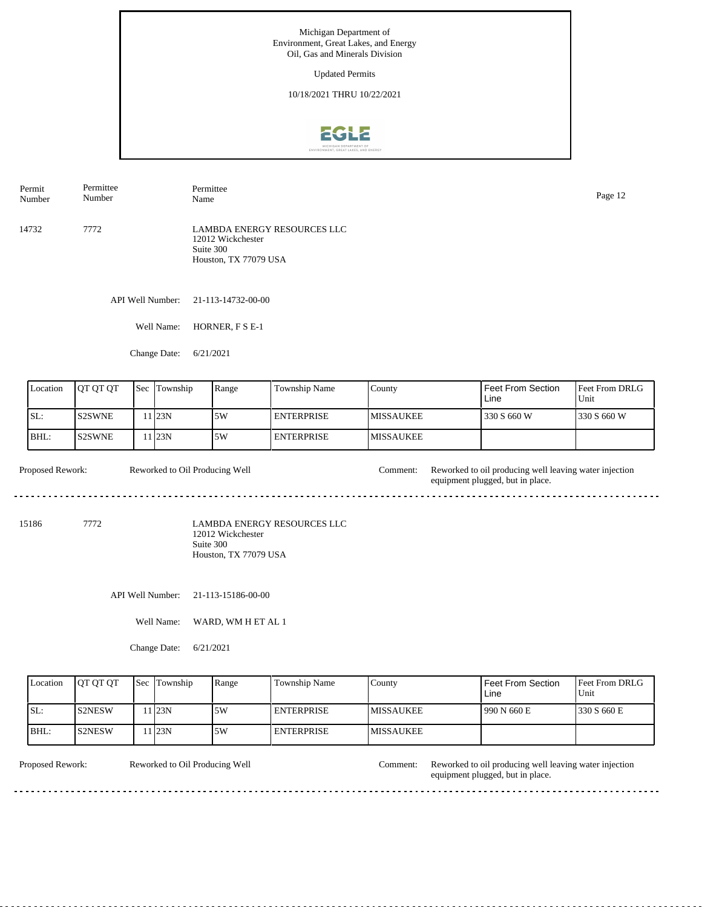Michigan Department of Environment, Great Lakes, and Energy
Oil, Gas and Minerals Division

Updated Permits

10/18/2021 THRU 10/22/2021

| Permit Number | Permittee Number | Permittee Name |
|---|---|---|
| 14732 | 7772 | LAMBDA ENERGY RESOURCES LLC<br>12012 Wickchester<br>Suite 300<br>Houston, TX 77079 USA |

API Well Number: 21-113-14732-00-00

Well Name: HORNER, F S E-1

Change Date: 6/21/2021

| Location | QT QT QT | Sec | Township | Range | Township Name | County | Feet From Section Line | Feet From DRLG Unit |
|---|---|---|---|---|---|---|---|---|
| SL: | S2SWNE | 11 | 23N | 5W | ENTERPRISE | MISSAUKEE | 330 S 660 W | 330 S 660 W |
| BHL: | S2SWNE | 11 | 23N | 5W | ENTERPRISE | MISSAUKEE | | |

Proposed Rework: Reworked to Oil Producing Well

Comment: Reworked to oil producing well leaving water injection equipment plugged, but in place.

---

| Permit Number | Permittee Number | Permittee Name |
|---|---|---|
| 15186 | 7772 | LAMBDA ENERGY RESOURCES LLC<br>12012 Wickchester<br>Suite 300<br>Houston, TX 77079 USA |

API Well Number: 21-113-15186-00-00

Well Name: WARD, WM H ET AL 1

Change Date: 6/21/2021

| Location | QT QT QT | Sec | Township | Range | Township Name | County | Feet From Section Line | Feet From DRLG Unit |
|---|---|---|---|---|---|---|---|---|
| SL: | S2NESW | 11 | 23N | 5W | ENTERPRISE | MISSAUKEE | 990 N 660 E | 330 S 660 E |
| BHL: | S2NESW | 11 | 23N | 5W | ENTERPRISE | MISSAUKEE | | |

Proposed Rework: Reworked to Oil Producing Well

Comment: Reworked to oil producing well leaving water injection equipment plugged, but in place.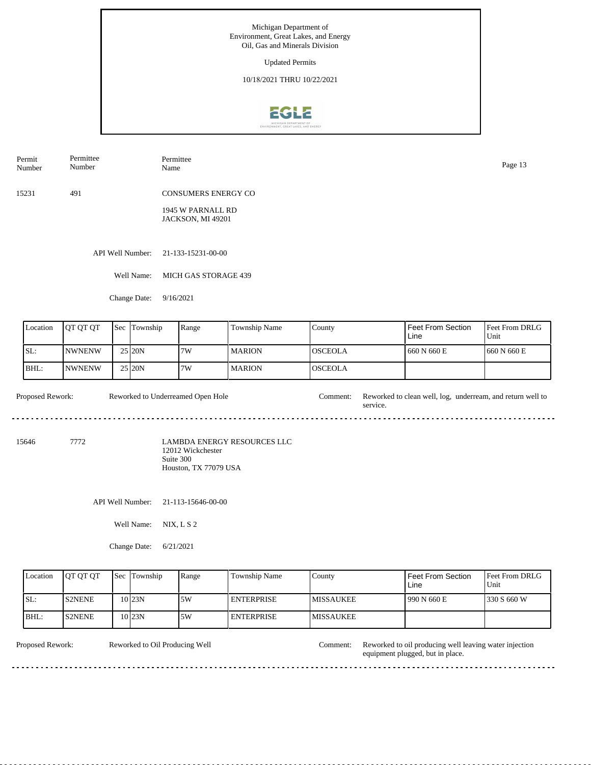Michigan Department of Environment, Great Lakes, and Energy
Oil, Gas and Minerals Division

Updated Permits

10/18/2021 THRU 10/22/2021

| Permit Number | Permittee Number | Permittee Name |
|---|---|---|
| 15231 | 491 | CONSUMERS ENERGY CO<br>1945 W PARNALL RD<br>JACKSON, MI 49201 |

API Well Number: 21-133-15231-00-00

Well Name: MICH GAS STORAGE 439

Change Date: 9/16/2021

| Location | QT QT QT | Sec | Township | Range | Township Name | County | Feet From Section Line | Feet From DRLG Unit |
|---|---|---|---|---|---|---|---|---|
| SL: | NWNENW | 25 | 20N | 7W | MARION | OSCEOLA | 660 N 660 E | 660 N 660 E |
| BHL: | NWNENW | 25 | 20N | 7W | MARION | OSCEOLA | | |

Proposed Rework: Reworked to Underreamed Open Hole

Comment: Reworked to clean well, log, underream, and return well to service.

---

| Permit Number | Permittee Number | Permittee Name |
|---|---|---|
| 15646 | 7772 | LAMBDA ENERGY RESOURCES LLC<br>12012 Wickchester<br>Suite 300<br>Houston, TX 77079 USA |

API Well Number: 21-113-15646-00-00

Well Name: NIX, L S 2

Change Date: 6/21/2021

| Location | QT QT QT | Sec | Township | Range | Township Name | County | Feet From Section Line | Feet From DRLG Unit |
|---|---|---|---|---|---|---|---|---|
| SL: | S2NENE | 10 | 23N | 5W | ENTERPRISE | MISSAUKEE | 990 N 660 E | 330 S 660 W |
| BHL: | S2NENE | 10 | 23N | 5W | ENTERPRISE | MISSAUKEE | | |

Proposed Rework: Reworked to Oil Producing Well

Comment: Reworked to oil producing well leaving water injection equipment plugged, but in place.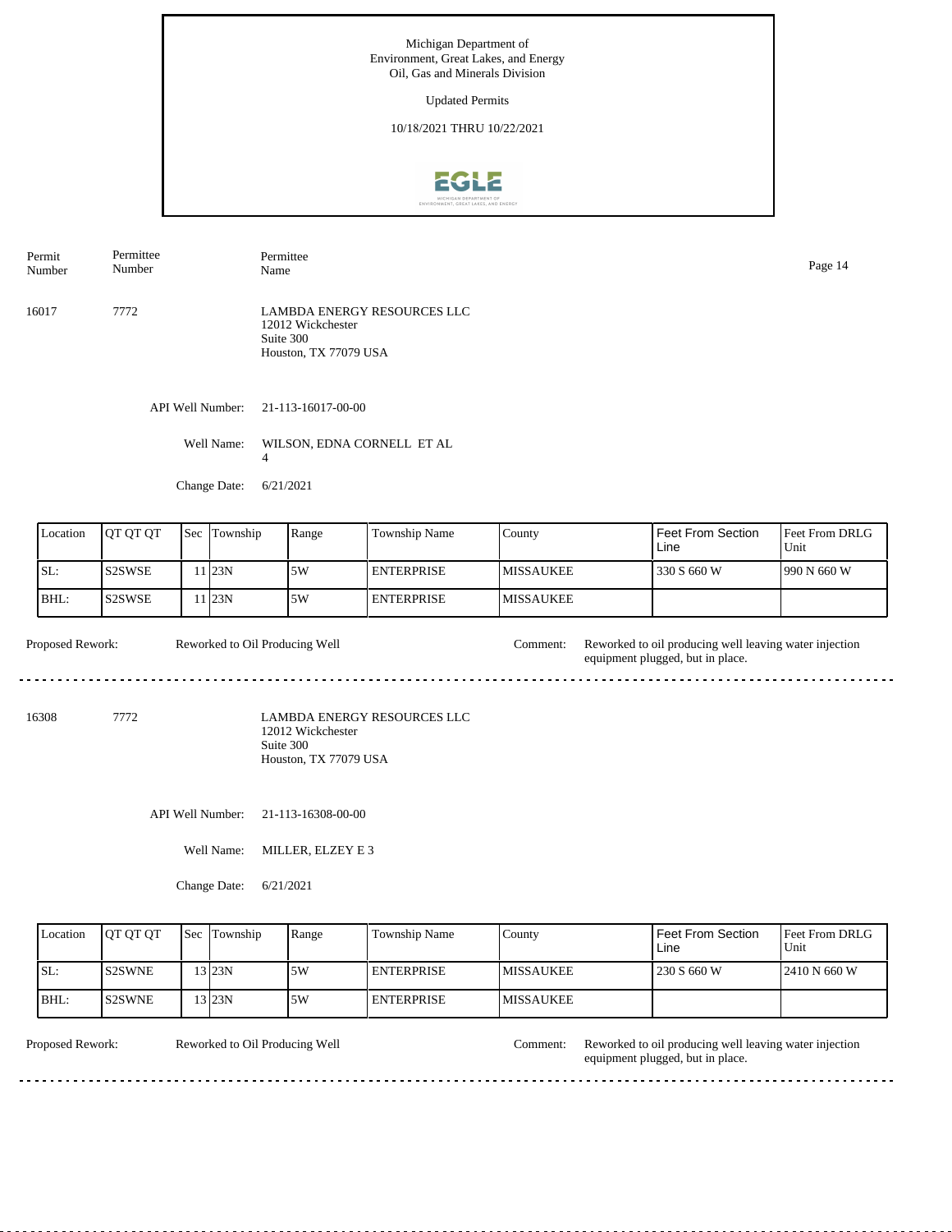Michigan Department of
Environment, Great Lakes, and Energy
Oil, Gas and Minerals Division

Updated Permits

10/18/2021 THRU 10/22/2021

| Permit Number | Permittee Number | Permittee Name |
|---|---|---|
| 16017 | 7772 | LAMBDA ENERGY RESOURCES LLC<br>12012 Wickchester<br>Suite 300<br>Houston, TX 77079 USA |

API Well Number: 21-113-16017-00-00

Well Name: WILSON, EDNA CORNELL ET AL 4

Change Date: 6/21/2021

| Location | QT QT QT | Sec | Township | Range | Township Name | County | Feet From Section Line | Feet From DRLG Unit |
|---|---|---|---|---|---|---|---|---|
| SL: | S2SWSE | 11 | 23N | 5W | ENTERPRISE | MISSAUKEE | 330 S 660 W | 990 N 660 W |
| BHL: | S2SWSE | 11 | 23N | 5W | ENTERPRISE | MISSAUKEE | | |

Proposed Rework: Reworked to Oil Producing Well

Comment: Reworked to oil producing well leaving water injection equipment plugged, but in place.

---

| Permit Number | Permittee Number | Permittee Name |
|---|---|---|
| 16308 | 7772 | LAMBDA ENERGY RESOURCES LLC<br>12012 Wickchester<br>Suite 300<br>Houston, TX 77079 USA |

API Well Number: 21-113-16308-00-00

Well Name: MILLER, ELZEY E 3

Change Date: 6/21/2021

| Location | QT QT QT | Sec | Township | Range | Township Name | County | Feet From Section Line | Feet From DRLG Unit |
|---|---|---|---|---|---|---|---|---|
| SL: | S2SWNE | 13 | 23N | 5W | ENTERPRISE | MISSAUKEE | 230 S 660 W | 2410 N 660 W |
| BHL: | S2SWNE | 13 | 23N | 5W | ENTERPRISE | MISSAUKEE | | |

Proposed Rework: Reworked to Oil Producing Well

Comment: Reworked to oil producing well leaving water injection equipment plugged, but in place.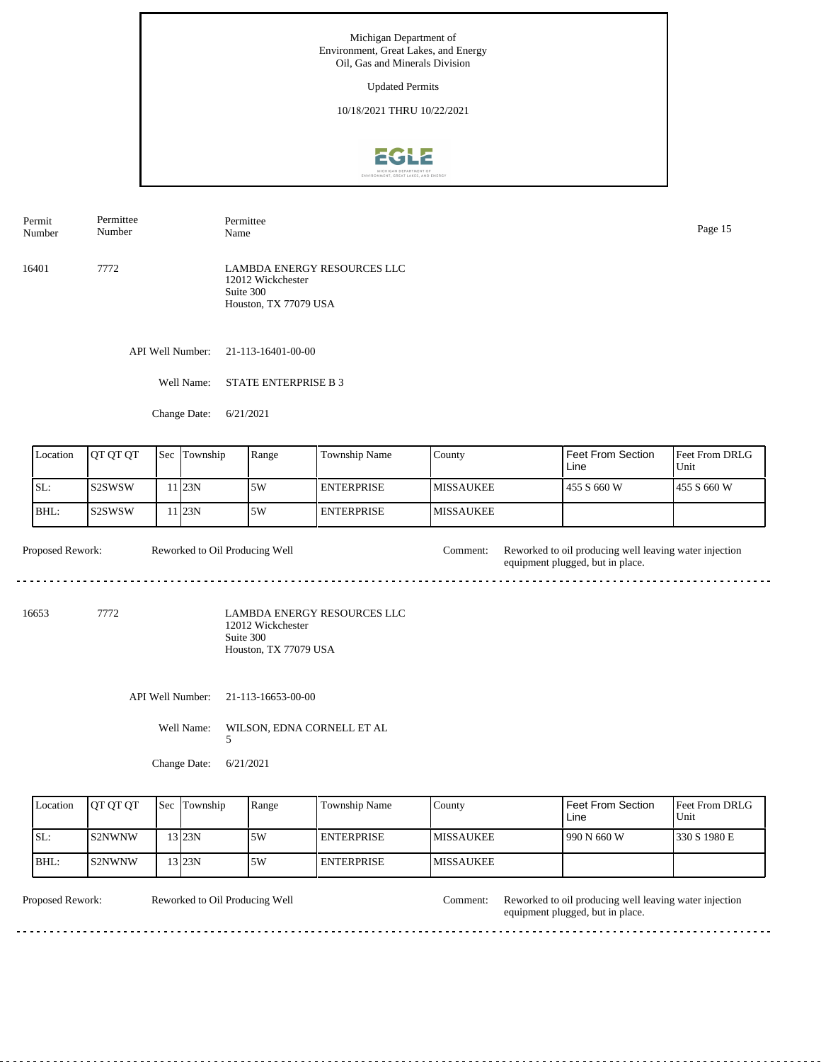Michigan Department of
Environment, Great Lakes, and Energy
Oil, Gas and Minerals Division

Updated Permits

10/18/2021 THRU 10/22/2021

| Permit Number | Permittee Number | Permittee Name |
|---|---|---|
| 16401 | 7772 | LAMBDA ENERGY RESOURCES LLC<br>12012 Wickchester<br>Suite 300<br>Houston, TX 77079 USA |

API Well Number: 21-113-16401-00-00

Well Name: STATE ENTERPRISE B 3

Change Date: 6/21/2021

| Location | QT QT QT | Sec | Township | Range | Township Name | County | Feet From Section Line | Feet From DRLG Unit |
|---|---|---|---|---|---|---|---|---|
| SL: | S2SWSW | 11 | 23N | 5W | ENTERPRISE | MISSAUKEE | 455 S 660 W | 455 S 660 W |
| BHL: | S2SWSW | 11 | 23N | 5W | ENTERPRISE | MISSAUKEE | | |

Proposed Rework: Reworked to Oil Producing Well

Comment: Reworked to oil producing well leaving water injection equipment plugged, but in place.

---

| Permit Number | Permittee Number | Permittee Name |
|---|---|---|
| 16653 | 7772 | LAMBDA ENERGY RESOURCES LLC<br>12012 Wickchester<br>Suite 300<br>Houston, TX 77079 USA |

API Well Number: 21-113-16653-00-00

Well Name: WILSON, EDNA CORNELL ET AL 5

Change Date: 6/21/2021

| Location | QT QT QT | Sec | Township | Range | Township Name | County | Feet From Section Line | Feet From DRLG Unit |
|---|---|---|---|---|---|---|---|---|
| SL: | S2NWNW | 13 | 23N | 5W | ENTERPRISE | MISSAUKEE | 990 N 660 W | 330 S 1980 E |
| BHL: | S2NWNW | 13 | 23N | 5W | ENTERPRISE | MISSAUKEE | | |

Proposed Rework: Reworked to Oil Producing Well

Comment: Reworked to oil producing well leaving water injection equipment plugged, but in place.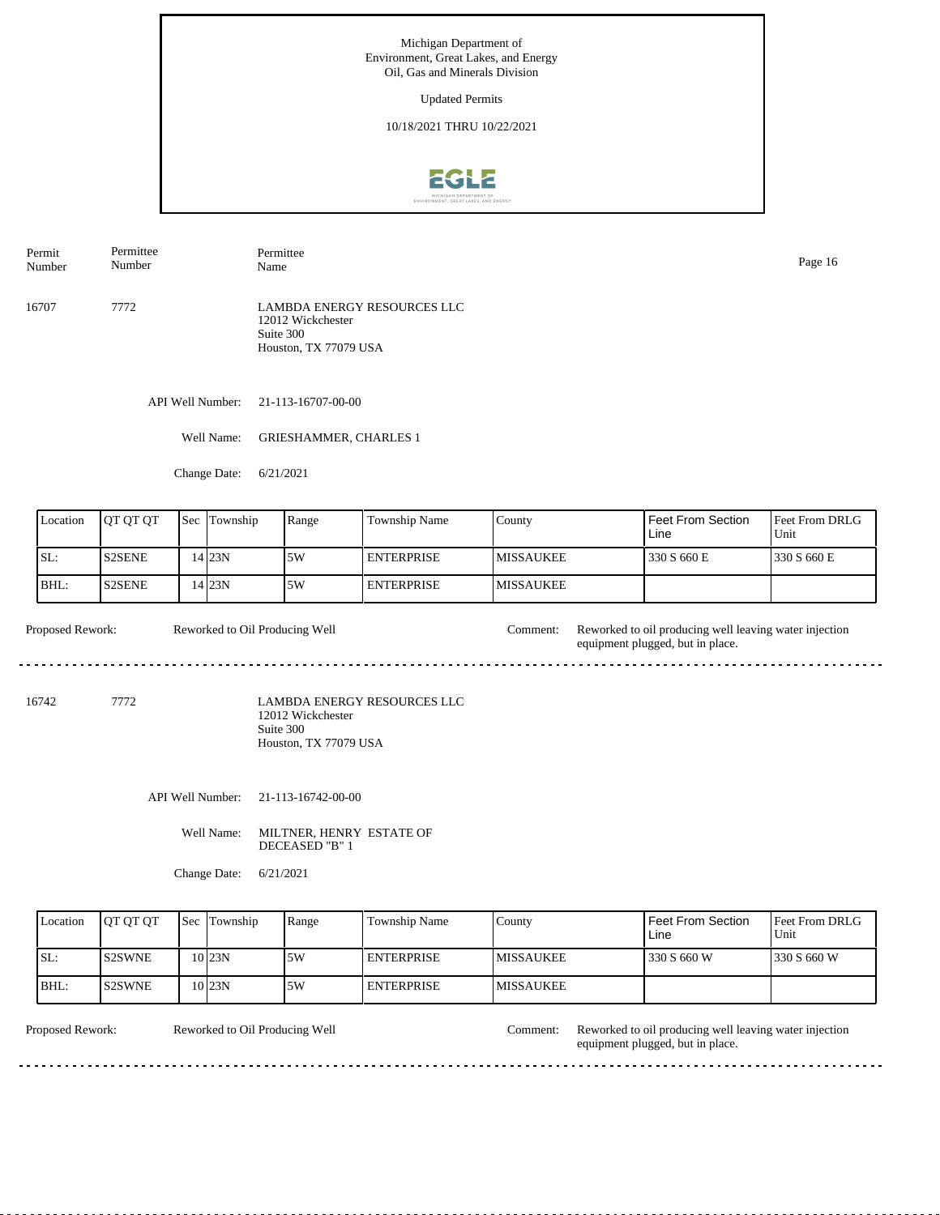Michigan Department of Environment, Great Lakes, and Energy
Oil, Gas and Minerals Division

Updated Permits

10/18/2021 THRU 10/22/2021

| Permit Number | Permittee Number | Permittee Name |
|---|---|---|
| 16707 | 7772 | LAMBDA ENERGY RESOURCES LLC<br>12012 Wickchester<br>Suite 300<br>Houston, TX 77079 USA |

API Well Number: 21-113-16707-00-00

Well Name: GRIESHAMMER, CHARLES 1

Change Date: 6/21/2021

| Location | QT QT QT | Sec | Township | Range | Township Name | County | Feet From Section Line | Feet From DRLG Unit |
|---|---|---|---|---|---|---|---|---|
| SL: | S2SENE | 14 | 23N | 5W | ENTERPRISE | MISSAUKEE | 330 S 660 E | 330 S 660 E |
| BHL: | S2SENE | 14 | 23N | 5W | ENTERPRISE | MISSAUKEE | | |

Proposed Rework: Reworked to Oil Producing Well

Comment: Reworked to oil producing well leaving water injection equipment plugged, but in place.

---

| Permit Number | Permittee Number | Permittee Name |
|---|---|---|
| 16742 | 7772 | LAMBDA ENERGY RESOURCES LLC<br>12012 Wickchester<br>Suite 300<br>Houston, TX 77079 USA |

API Well Number: 21-113-16742-00-00

Well Name: MILTNER, HENRY ESTATE OF DECEASED "B" 1

Change Date: 6/21/2021

| Location | QT QT QT | Sec | Township | Range | Township Name | County | Feet From Section Line | Feet From DRLG Unit |
|---|---|---|---|---|---|---|---|---|
| SL: | S2SWNE | 10 | 23N | 5W | ENTERPRISE | MISSAUKEE | 330 S 660 W | 330 S 660 W |
| BHL: | S2SWNE | 10 | 23N | 5W | ENTERPRISE | MISSAUKEE | | |

Proposed Rework: Reworked to Oil Producing Well

Comment: Reworked to oil producing well leaving water injection equipment plugged, but in place.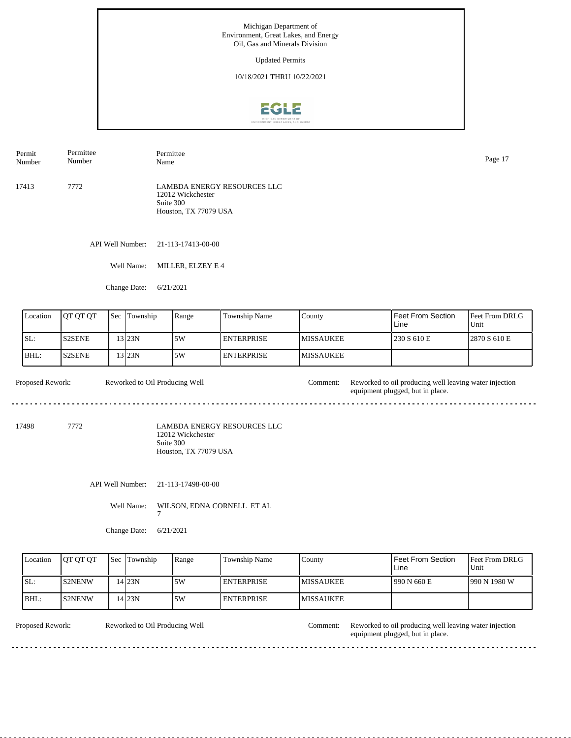Michigan Department of
Environment, Great Lakes, and Energy
Oil, Gas and Minerals Division

Updated Permits

10/18/2021 THRU 10/22/2021

| Permit Number | Permittee Number | Permittee Name |
|---|---|---|
| 17413 | 7772 | LAMBDA ENERGY RESOURCES LLC<br>12012 Wickchester<br>Suite 300<br>Houston, TX 77079 USA |

API Well Number: 21-113-17413-00-00

Well Name: MILLER, ELZEY E 4

Change Date: 6/21/2021

| Location | QT QT QT | Sec | Township | Range | Township Name | County | Feet From Section Line | Feet From DRLG Unit |
|---|---|---|---|---|---|---|---|---|
| SL: | S2SENE | 13 | 23N | 5W | ENTERPRISE | MISSAUKEE | 230 S 610 E | 2870 S 610 E |
| BHL: | S2SENE | 13 | 23N | 5W | ENTERPRISE | MISSAUKEE | | |

Proposed Rework: Reworked to Oil Producing Well

Comment: Reworked to oil producing well leaving water injection equipment plugged, but in place.

---

| Permit Number | Permittee Number | Permittee Name |
|---|---|---|
| 17498 | 7772 | LAMBDA ENERGY RESOURCES LLC<br>12012 Wickchester<br>Suite 300<br>Houston, TX 77079 USA |

API Well Number: 21-113-17498-00-00

Well Name: WILSON, EDNA CORNELL ET AL 7

Change Date: 6/21/2021

| Location | QT QT QT | Sec | Township | Range | Township Name | County | Feet From Section Line | Feet From DRLG Unit |
|---|---|---|---|---|---|---|---|---|
| SL: | S2NENW | 14 | 23N | 5W | ENTERPRISE | MISSAUKEE | 990 N 660 E | 990 N 1980 W |
| BHL: | S2NENW | 14 | 23N | 5W | ENTERPRISE | MISSAUKEE | | |

Proposed Rework: Reworked to Oil Producing Well

Comment: Reworked to oil producing well leaving water injection equipment plugged, but in place.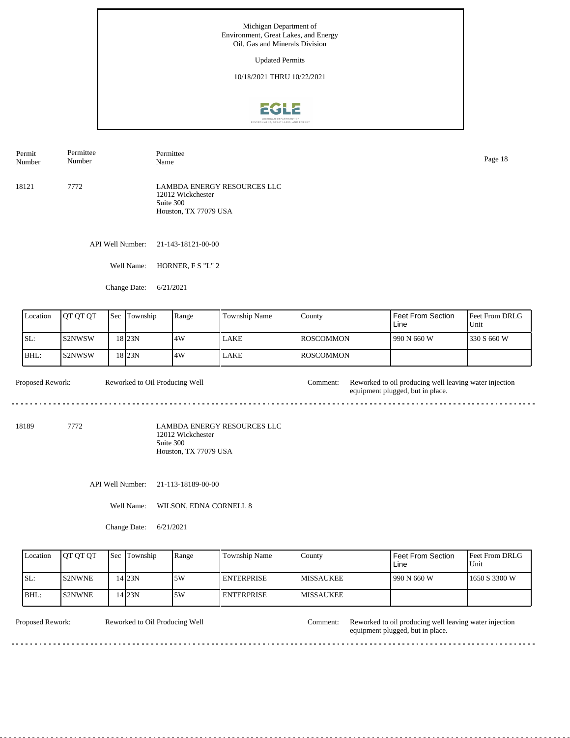Michigan Department of
Environment, Great Lakes, and Energy
Oil, Gas and Minerals Division

Updated Permits

10/18/2021 THRU 10/22/2021

| Permit Number | Permittee Number | Permittee Name |
|---|---|---|
| 18121 | 7772 | LAMBDA ENERGY RESOURCES LLC<br>12012 Wickchester<br>Suite 300<br>Houston, TX 77079 USA |

API Well Number: 21-143-18121-00-00

Well Name: HORNER, F S "L" 2

Change Date: 6/21/2021

| Location | QT QT QT | Sec | Township | Range | Township Name | County | Feet From Section Line | Feet From DRLG Unit |
|---|---|---|---|---|---|---|---|---|
| SL: | S2NWSW | 18 | 23N | 4W | LAKE | ROSCOMMON | 990 N 660 W | 330 S 660 W |
| BHL: | S2NWSW | 18 | 23N | 4W | LAKE | ROSCOMMON | | |

Proposed Rework: Reworked to Oil Producing Well

Comment: Reworked to oil producing well leaving water injection equipment plugged, but in place.

---

| Permit Number | Permittee Number | Permittee Name |
|---|---|---|
| 18189 | 7772 | LAMBDA ENERGY RESOURCES LLC<br>12012 Wickchester<br>Suite 300<br>Houston, TX 77079 USA |

API Well Number: 21-113-18189-00-00

Well Name: WILSON, EDNA CORNELL 8

Change Date: 6/21/2021

| Location | QT QT QT | Sec | Township | Range | Township Name | County | Feet From Section Line | Feet From DRLG Unit |
|---|---|---|---|---|---|---|---|---|
| SL: | S2NWNE | 14 | 23N | 5W | ENTERPRISE | MISSAUKEE | 990 N 660 W | 1650 S 3300 W |
| BHL: | S2NWNE | 14 | 23N | 5W | ENTERPRISE | MISSAUKEE | | |

Proposed Rework: Reworked to Oil Producing Well

Comment: Reworked to oil producing well leaving water injection equipment plugged, but in place.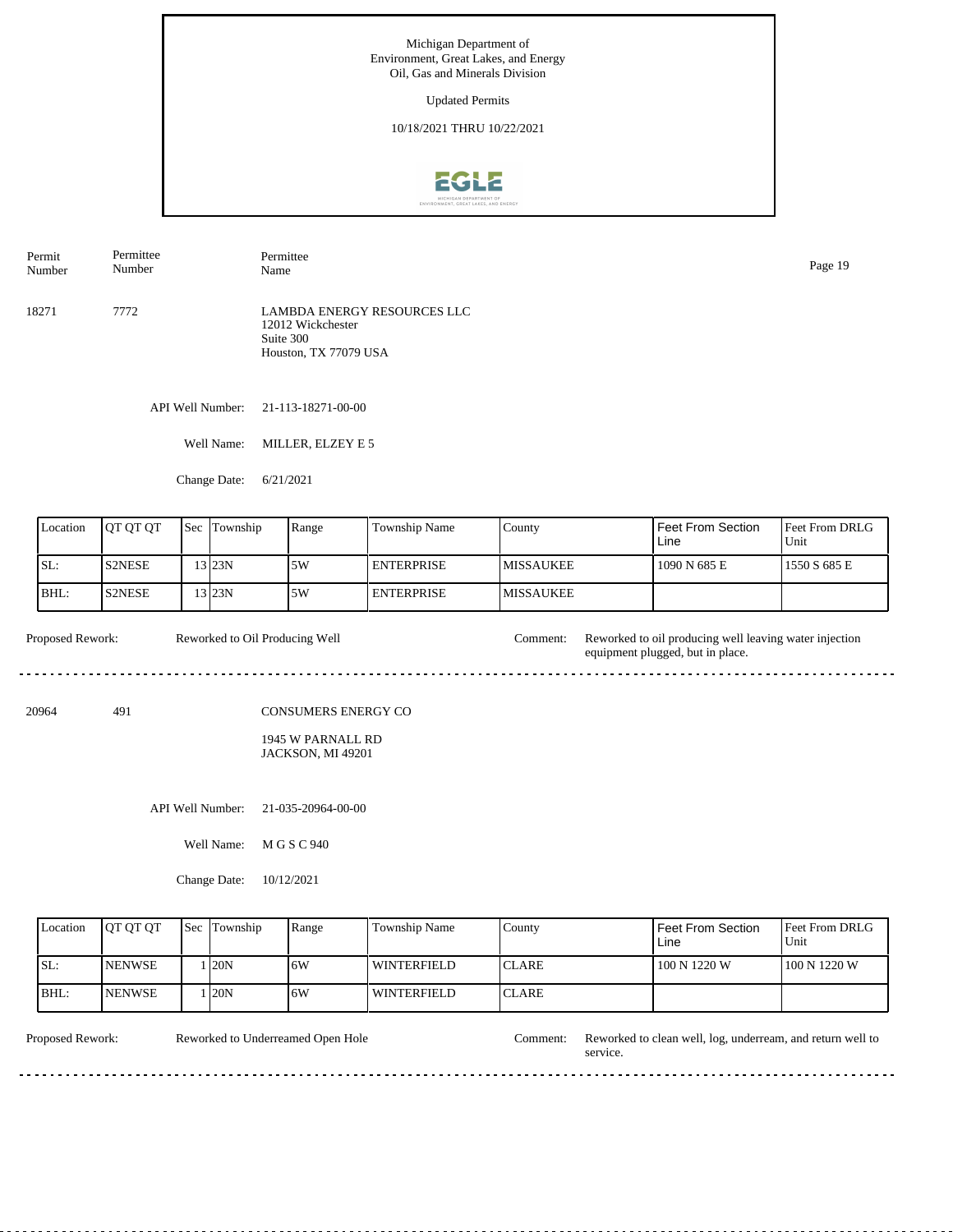Michigan Department of Environment, Great Lakes, and Energy
Oil, Gas and Minerals Division

Updated Permits

10/18/2021 THRU 10/22/2021

| Permit Number | Permittee Number | Permittee Name |
|---|---|---|
| 18271 | 7772 | LAMBDA ENERGY RESOURCES LLC<br>12012 Wickchester<br>Suite 300<br>Houston, TX 77079 USA |

API Well Number: 21-113-18271-00-00

Well Name: MILLER, ELZEY E 5

Change Date: 6/21/2021

| Location | QT QT QT | Sec | Township | Range | Township Name | County | Feet From Section Line | Feet From DRLG Unit |
|---|---|---|---|---|---|---|---|---|
| SL: | S2NESE | 13 | 23N | 5W | ENTERPRISE | MISSAUKEE | 1090 N 685 E | 1550 S 685 E |
| BHL: | S2NESE | 13 | 23N | 5W | ENTERPRISE | MISSAUKEE | | |

Proposed Rework: Reworked to Oil Producing Well

Comment: Reworked to oil producing well leaving water injection equipment plugged, but in place.

---

| Permit Number | Permittee Number | Permittee Name |
|---|---|---|
| 20964 | 491 | CONSUMERS ENERGY CO<br>1945 W PARNALL RD<br>JACKSON, MI 49201 |

API Well Number: 21-035-20964-00-00

Well Name: M G S C 940

Change Date: 10/12/2021

| Location | QT QT QT | Sec | Township | Range | Township Name | County | Feet From Section Line | Feet From DRLG Unit |
|---|---|---|---|---|---|---|---|---|
| SL: | NENWSE | 1 | 20N | 6W | WINTERFIELD | CLARE | 100 N 1220 W | 100 N 1220 W |
| BHL: | NENWSE | 1 | 20N | 6W | WINTERFIELD | CLARE | | |

Proposed Rework: Reworked to Underreamed Open Hole

Comment: Reworked to clean well, log, underream, and return well to service.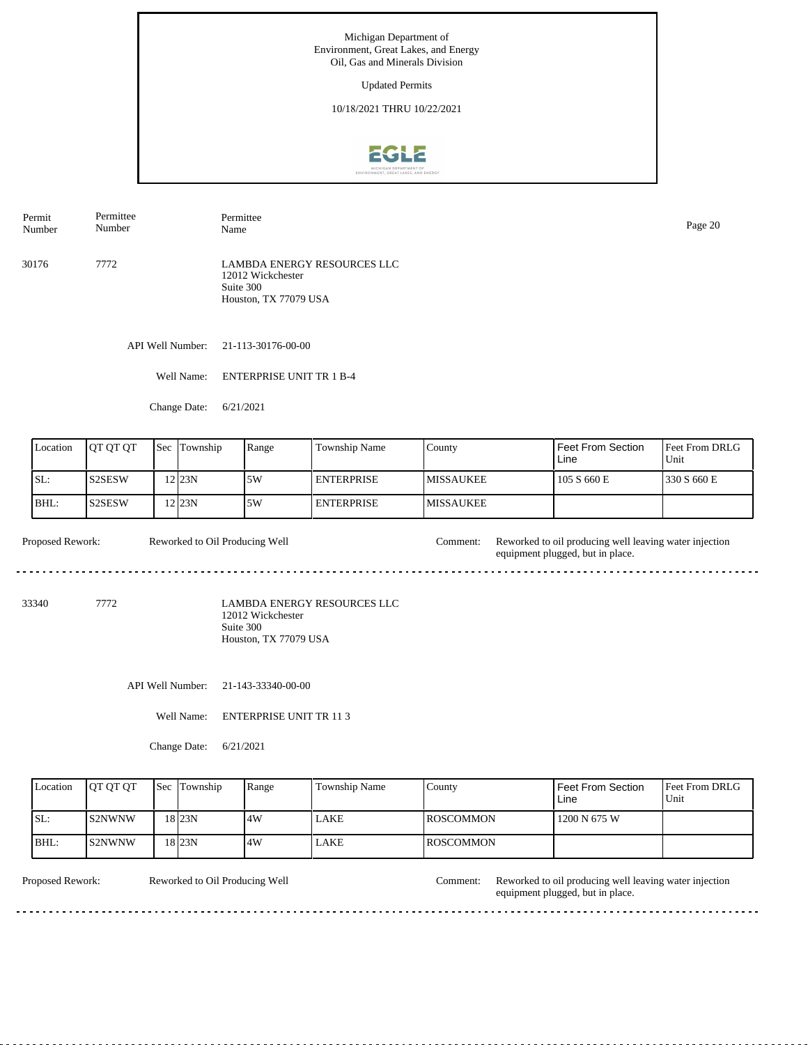Michigan Department of
Environment, Great Lakes, and Energy
Oil, Gas and Minerals Division

Updated Permits

10/18/2021 THRU 10/22/2021

| Permit Number | Permittee Number | Permittee Name |
|---|---|---|
| 30176 | 7772 | LAMBDA ENERGY RESOURCES LLC<br>12012 Wickchester<br>Suite 300<br>Houston, TX 77079 USA |

API Well Number: 21-113-30176-00-00

Well Name: ENTERPRISE UNIT TR 1 B-4

Change Date: 6/21/2021

| Location | QT QT QT | Sec | Township | Range | Township Name | County | Feet From Section Line | Feet From DRLG Unit |
|---|---|---|---|---|---|---|---|---|
| SL: | S2SESW | 12 | 23N | 5W | ENTERPRISE | MISSAUKEE | 105 S 660 E | 330 S 660 E |
| BHL: | S2SESW | 12 | 23N | 5W | ENTERPRISE | MISSAUKEE | | |

Proposed Rework: Reworked to Oil Producing Well

Comment: Reworked to oil producing well leaving water injection equipment plugged, but in place.

---

| Permit Number | Permittee Number | Permittee Name |
|---|---|---|
| 33340 | 7772 | LAMBDA ENERGY RESOURCES LLC<br>12012 Wickchester<br>Suite 300<br>Houston, TX 77079 USA |

API Well Number: 21-143-33340-00-00

Well Name: ENTERPRISE UNIT TR 11 3

Change Date: 6/21/2021

| Location | QT QT QT | Sec | Township | Range | Township Name | County | Feet From Section Line | Feet From DRLG Unit |
|---|---|---|---|---|---|---|---|---|
| SL: | S2NWNW | 18 | 23N | 4W | LAKE | ROSCOMMON | 1200 N 675 W | |
| BHL: | S2NWNW | 18 | 23N | 4W | LAKE | ROSCOMMON | | |

Proposed Rework: Reworked to Oil Producing Well

Comment: Reworked to oil producing well leaving water injection equipment plugged, but in place.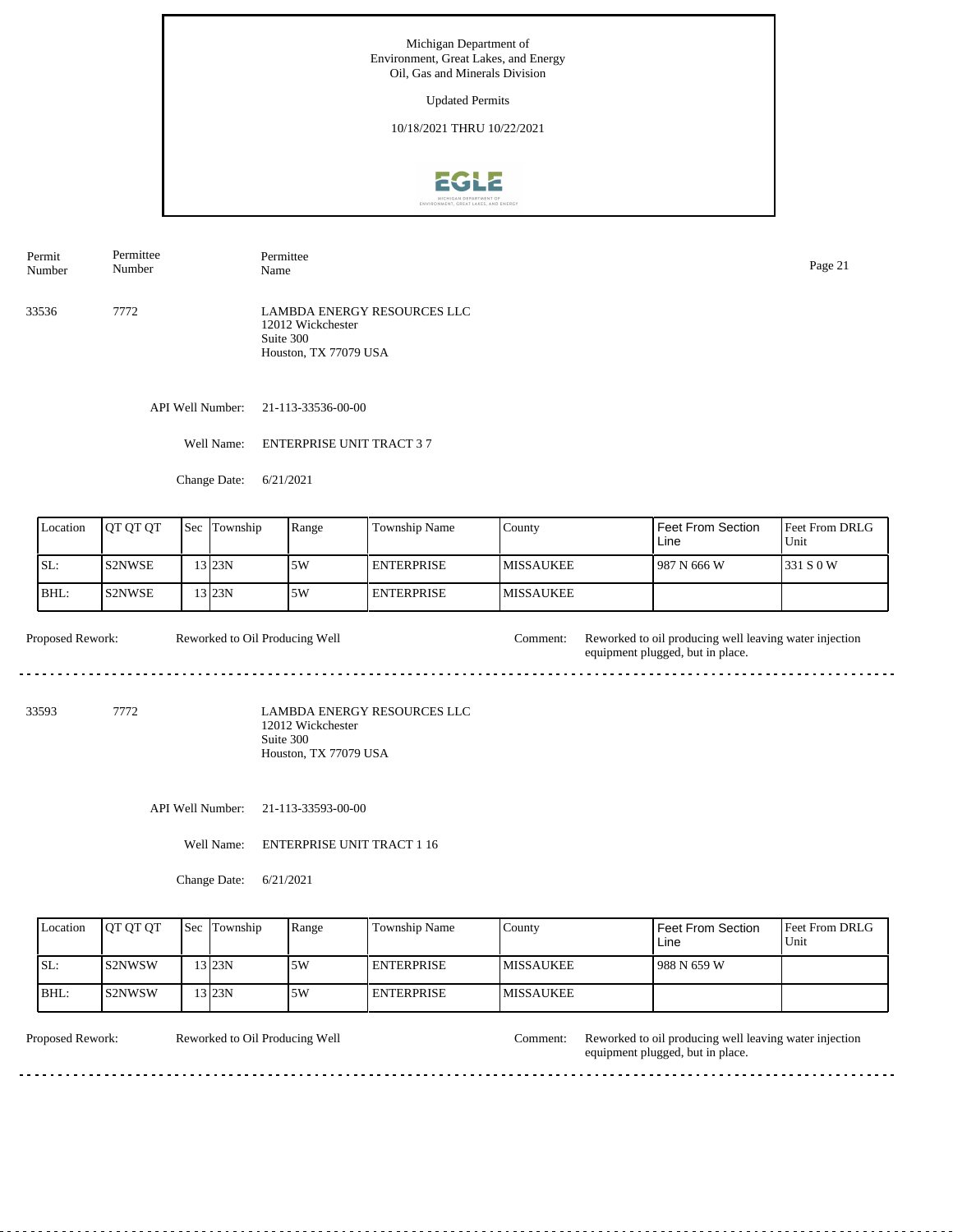Michigan Department of Environment, Great Lakes, and Energy
Oil, Gas and Minerals Division

Updated Permits

10/18/2021 THRU 10/22/2021

| Permit Number | Permittee Number | Permittee Name |
|---|---|---|
| 33536 | 7772 | LAMBDA ENERGY RESOURCES LLC<br>12012 Wickchester<br>Suite 300<br>Houston, TX 77079 USA |

API Well Number: 21-113-33536-00-00

Well Name: ENTERPRISE UNIT TRACT 3 7

Change Date: 6/21/2021

| Location | QT QT QT | Sec | Township | Range | Township Name | County | Feet From Section Line | Feet From DRLG Unit |
|---|---|---|---|---|---|---|---|---|
| SL: | S2NWSE | 13 | 23N | 5W | ENTERPRISE | MISSAUKEE | 987 N 666 W | 331 S 0 W |
| BHL: | S2NWSE | 13 | 23N | 5W | ENTERPRISE | MISSAUKEE | | |

Proposed Rework: Reworked to Oil Producing Well

Comment: Reworked to oil producing well leaving water injection equipment plugged, but in place.

---

| Permit Number | Permittee Number | Permittee Name |
|---|---|---|
| 33593 | 7772 | LAMBDA ENERGY RESOURCES LLC<br>12012 Wickchester<br>Suite 300<br>Houston, TX 77079 USA |

API Well Number: 21-113-33593-00-00

Well Name: ENTERPRISE UNIT TRACT 1 16

Change Date: 6/21/2021

| Location | QT QT QT | Sec | Township | Range | Township Name | County | Feet From Section Line | Feet From DRLG Unit |
|---|---|---|---|---|---|---|---|---|
| SL: | S2NWSW | 13 | 23N | 5W | ENTERPRISE | MISSAUKEE | 988 N 659 W | |
| BHL: | S2NWSW | 13 | 23N | 5W | ENTERPRISE | MISSAUKEE | | |

Proposed Rework: Reworked to Oil Producing Well

Comment: Reworked to oil producing well leaving water injection equipment plugged, but in place.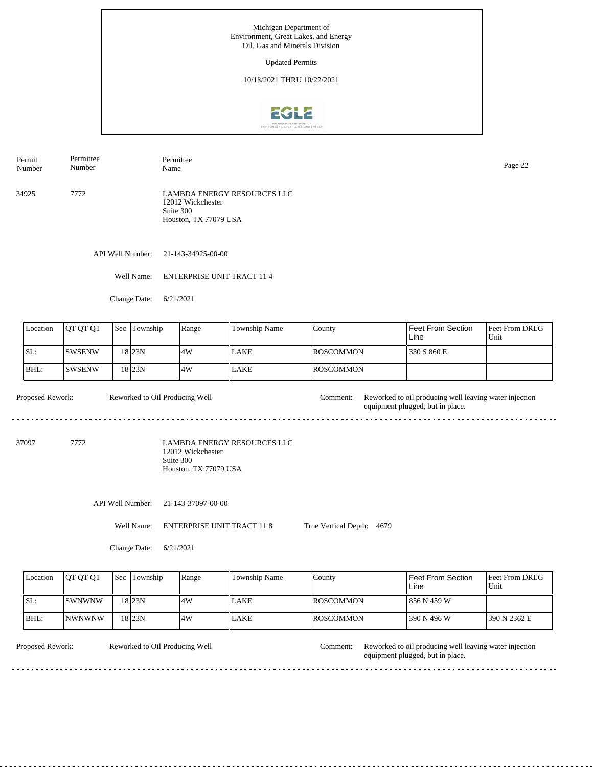Michigan Department of
Environment, Great Lakes, and Energy
Oil, Gas and Minerals Division

Updated Permits

10/18/2021 THRU 10/22/2021

| Permit Number | Permittee Number | Permittee Name |
|---|---|---|
| 34925 | 7772 | LAMBDA ENERGY RESOURCES LLC<br>12012 Wickchester<br>Suite 300<br>Houston, TX 77079 USA |

API Well Number: 21-143-34925-00-00

Well Name: ENTERPRISE UNIT TRACT 11 4

Change Date: 6/21/2021

| Location | QT QT QT | Sec | Township | Range | Township Name | County | Feet From Section Line | Feet From DRLG Unit |
|---|---|---|---|---|---|---|---|---|
| SL: | SWSENW | 18 | 23N | 4W | LAKE | ROSCOMMON | 330 S 860 E | |
| BHL: | SWSENW | 18 | 23N | 4W | LAKE | ROSCOMMON | | |

Proposed Rework: Reworked to Oil Producing Well

Comment: Reworked to oil producing well leaving water injection equipment plugged, but in place.

---

| Permit Number | Permittee Number | Permittee Name |
|---|---|---|
| 37097 | 7772 | LAMBDA ENERGY RESOURCES LLC<br>12012 Wickchester<br>Suite 300<br>Houston, TX 77079 USA |

API Well Number: 21-143-37097-00-00

Well Name: ENTERPRISE UNIT TRACT 11 8

True Vertical Depth: 4679

Change Date: 6/21/2021

| Location | QT QT QT | Sec | Township | Range | Township Name | County | Feet From Section Line | Feet From DRLG Unit |
|---|---|---|---|---|---|---|---|---|
| SL: | SWNWNW | 18 | 23N | 4W | LAKE | ROSCOMMON | 856 N 459 W | |
| BHL: | NWNWNW | 18 | 23N | 4W | LAKE | ROSCOMMON | 390 N 496 W | 390 N 2362 E |

Proposed Rework: Reworked to Oil Producing Well

Comment: Reworked to oil producing well leaving water injection equipment plugged, but in place.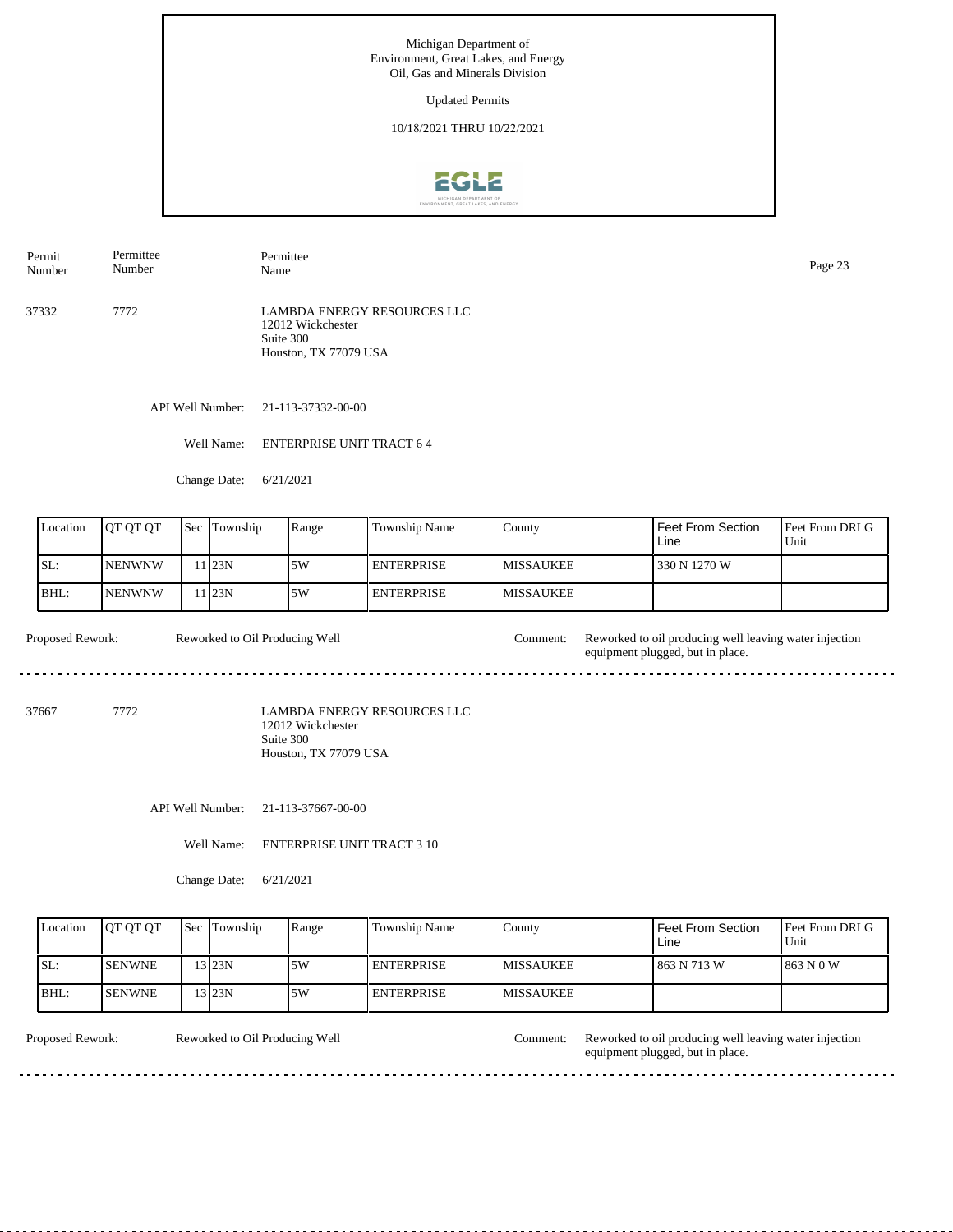Michigan Department of
Environment, Great Lakes, and Energy
Oil, Gas and Minerals Division

Updated Permits

10/18/2021 THRU 10/22/2021

| Permit Number | Permittee Number | Permittee Name |
|---|---|---|
| 37332 | 7772 | LAMBDA ENERGY RESOURCES LLC<br>12012 Wickchester<br>Suite 300<br>Houston, TX 77079 USA |

API Well Number: 21-113-37332-00-00

Well Name: ENTERPRISE UNIT TRACT 6 4

Change Date: 6/21/2021

| Location | QT QT QT | Sec | Township | Range | Township Name | County | Feet From Section Line | Feet From DRLG Unit |
|---|---|---|---|---|---|---|---|---|
| SL: | NENWNW | 11 | 23N | 5W | ENTERPRISE | MISSAUKEE | 330 N 1270 W | |
| BHL: | NENWNW | 11 | 23N | 5W | ENTERPRISE | MISSAUKEE | | |

Proposed Rework: Reworked to Oil Producing Well

Comment: Reworked to oil producing well leaving water injection equipment plugged, but in place.

---

| Permit Number | Permittee Number | Permittee Name |
|---|---|---|
| 37667 | 7772 | LAMBDA ENERGY RESOURCES LLC<br>12012 Wickchester<br>Suite 300<br>Houston, TX 77079 USA |

API Well Number: 21-113-37667-00-00

Well Name: ENTERPRISE UNIT TRACT 3 10

Change Date: 6/21/2021

| Location | QT QT QT | Sec | Township | Range | Township Name | County | Feet From Section Line | Feet From DRLG Unit |
|---|---|---|---|---|---|---|---|---|
| SL: | SENWNE | 13 | 23N | 5W | ENTERPRISE | MISSAUKEE | 863 N 713 W | 863 N 0 W |
| BHL: | SENWNE | 13 | 23N | 5W | ENTERPRISE | MISSAUKEE | | |

Proposed Rework: Reworked to Oil Producing Well

Comment: Reworked to oil producing well leaving water injection equipment plugged, but in place.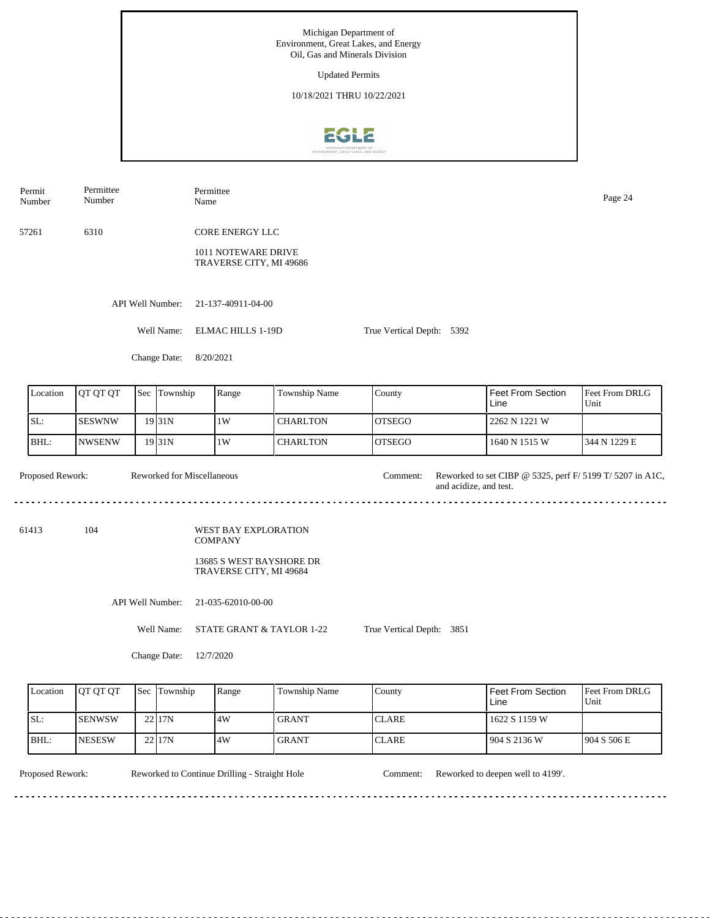Michigan Department of Environment, Great Lakes, and Energy
Oil, Gas and Minerals Division

Updated Permits

10/18/2021 THRU 10/22/2021

| Permit Number | Permittee Number | Permittee Name |
|---|---|---|
| 57261 | 6310 | CORE ENERGY LLC<br>1011 NOTEWARE DRIVE<br>TRAVERSE CITY, MI 49686 |

API Well Number: 21-137-40911-04-00

Well Name: ELMAC HILLS 1-19D

True Vertical Depth: 5392

Change Date: 8/20/2021

| Location | QT QT QT | Sec | Township | Range | Township Name | County | Feet From Section Line | Feet From DRLG Unit |
|---|---|---|---|---|---|---|---|---|
| SL: | SESWNW | 19 | 31N | 1W | CHARLTON | OTSEGO | 2262 N 1221 W | |
| BHL: | NWSENW | 19 | 31N | 1W | CHARLTON | OTSEGO | 1640 N 1515 W | 344 N 1229 E |

Proposed Rework: Reworked for Miscellaneous

Comment: Reworked to set CIBP @ 5325, perf F/ 5199 T/ 5207 in A1C, and acidize, and test.

---

| Permit Number | Permittee Number | Permittee Name |
|---|---|---|
| 61413 | 104 | WEST BAY EXPLORATION COMPANY<br>13685 S WEST BAYSHORE DR<br>TRAVERSE CITY, MI 49684 |

API Well Number: 21-035-62010-00-00

Well Name: STATE GRANT & TAYLOR 1-22

True Vertical Depth: 3851

Change Date: 12/7/2020

| Location | QT QT QT | Sec | Township | Range | Township Name | County | Feet From Section Line | Feet From DRLG Unit |
|---|---|---|---|---|---|---|---|---|
| SL: | SENWSW | 22 | 17N | 4W | GRANT | CLARE | 1622 S 1159 W | |
| BHL: | NESESW | 22 | 17N | 4W | GRANT | CLARE | 904 S 2136 W | 904 S 506 E |

Proposed Rework: Reworked to Continue Drilling - Straight Hole

Comment: Reworked to deepen well to 4199'.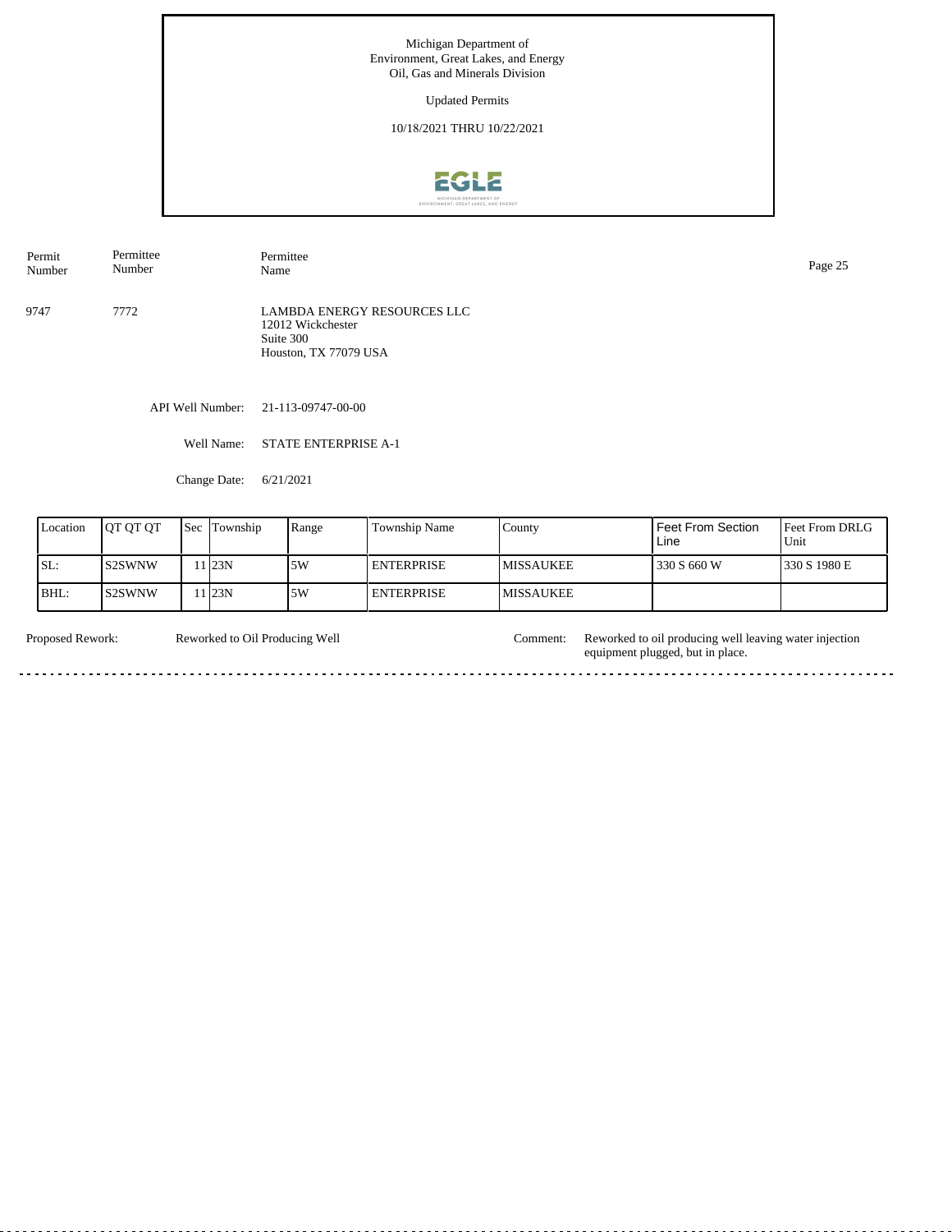Michigan Department of
Environment, Great Lakes, and Energy
Oil, Gas and Minerals Division

Updated Permits

10/18/2021 THRU 10/22/2021

| Permit Number | Permittee Number | Permittee Name |
|---|---|---|
| 9747 | 7772 | LAMBDA ENERGY RESOURCES LLC<br>12012 Wickchester<br>Suite 300<br>Houston, TX 77079 USA |

API Well Number: 21-113-09747-00-00

Well Name: STATE ENTERPRISE A-1

Change Date: 6/21/2021

| Location | QT QT QT | Sec | Township | Range | Township Name | County | Feet From Section Line | Feet From DRLG Unit |
|---|---|---|---|---|---|---|---|---|
| SL: | S2SWNW | 11 | 23N | 5W | ENTERPRISE | MISSAUKEE | 330 S 660 W | 330 S 1980 E |
| BHL: | S2SWNW | 11 | 23N | 5W | ENTERPRISE | MISSAUKEE | | |

Proposed Rework: Reworked to Oil Producing Well

Comment: Reworked to oil producing well leaving water injection equipment plugged, but in place.